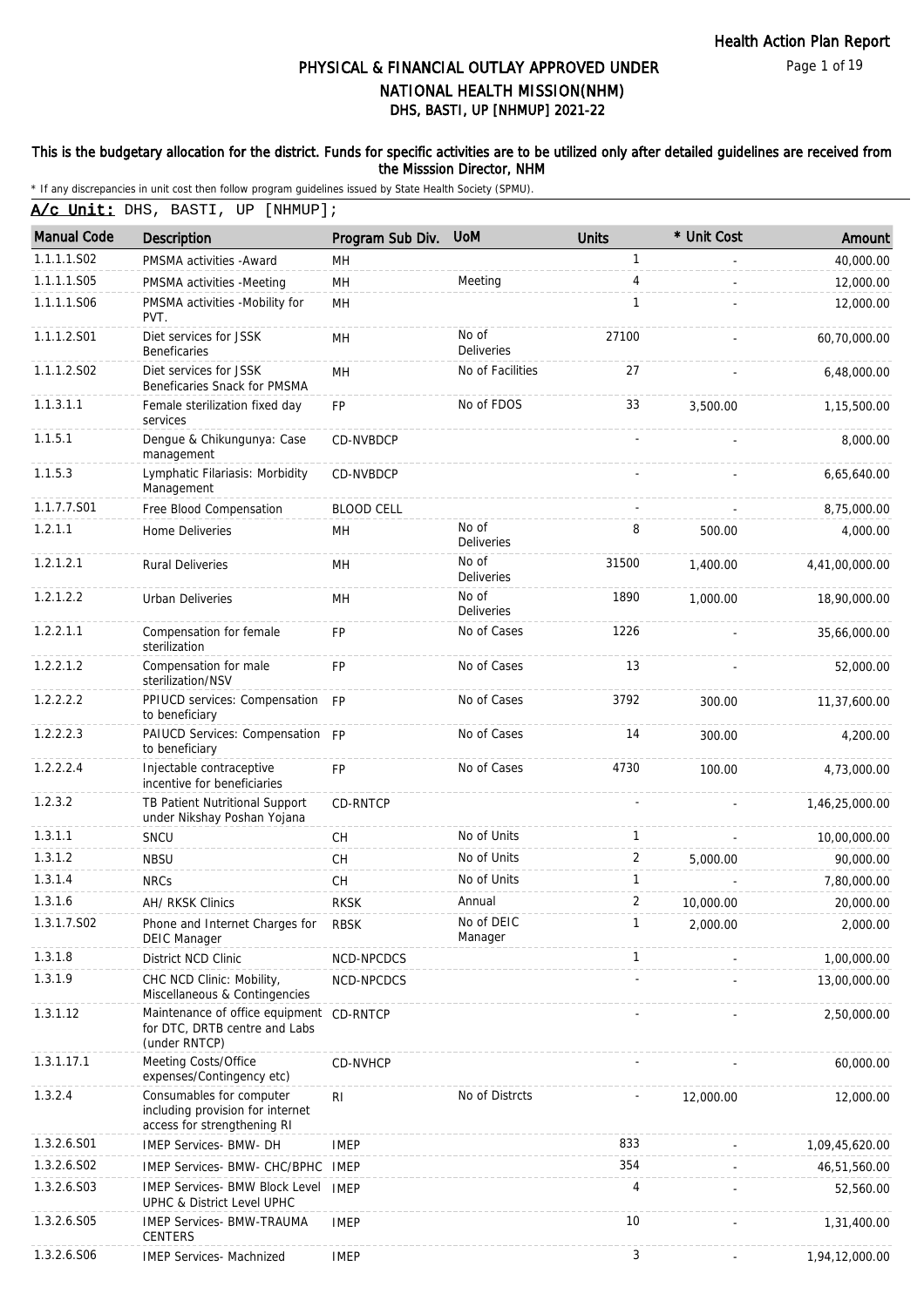# PHYSICAL & FINANCIAL OUTLAY APPROVED UNDER NATIONAL HEALTH MISSION(NHM)

## DHS, BASTI, UP [NHMUP] 2021-22

**This is the budgetary allocation for the district. Funds for specific activities are to be utilized only after detailed guidelines are received from the Misssion Director, NHM**

\* If any discrepancies in unit cost then follow program guidelines issued by State Health Society (SPMU).

**A/c Unit:** DHS, BASTI, UP [NHMUP];

| Manual Code | Description | Program Sub Div. | UoM | Units | * Unit Cost | Amount |
|---|---|---|---|---|---|---|
| 1.1.1.1.S02 | PMSMA activities -Award | MH | | 1 | - | 40,000.00 |
| 1.1.1.1.S05 | PMSMA activities -Meeting | MH | Meeting | 4 | - | 12,000.00 |
| 1.1.1.1.S06 | PMSMA activities -Mobility for PVT. | MH | | 1 | - | 12,000.00 |
| 1.1.1.2.S01 | Diet services for JSSK Beneficaries | MH | No of Deliveries | 27100 | - | 60,70,000.00 |
| 1.1.1.2.S02 | Diet services for JSSK Beneficaries Snack for PMSMA | MH | No of Facilities | 27 | - | 6,48,000.00 |
| 1.1.3.1.1 | Female sterilization fixed day services | FP | No of FDOS | 33 | 3,500.00 | 1,15,500.00 |
| 1.1.5.1 | Dengue & Chikungunya: Case management | CD-NVBDCP | | - | - | 8,000.00 |
| 1.1.5.3 | Lymphatic Filariasis: Morbidity Management | CD-NVBDCP | | - | - | 6,65,640.00 |
| 1.1.7.7.S01 | Free Blood Compensation | BLOOD CELL | | - | - | 8,75,000.00 |
| 1.2.1.1 | Home Deliveries | MH | No of Deliveries | 8 | 500.00 | 4,000.00 |
| 1.2.1.2.1 | Rural Deliveries | MH | No of Deliveries | 31500 | 1,400.00 | 4,41,00,000.00 |
| 1.2.1.2.2 | Urban Deliveries | MH | No of Deliveries | 1890 | 1,000.00 | 18,90,000.00 |
| 1.2.2.1.1 | Compensation for female sterilization | FP | No of Cases | 1226 | - | 35,66,000.00 |
| 1.2.2.1.2 | Compensation for male sterilization/NSV | FP | No of Cases | 13 | - | 52,000.00 |
| 1.2.2.2.2 | PPIUCD services: Compensation to beneficiary | FP | No of Cases | 3792 | 300.00 | 11,37,600.00 |
| 1.2.2.2.3 | PAIUCD Services: Compensation to beneficiary | FP | No of Cases | 14 | 300.00 | 4,200.00 |
| 1.2.2.2.4 | Injectable contraceptive incentive for beneficiaries | FP | No of Cases | 4730 | 100.00 | 4,73,000.00 |
| 1.2.3.2 | TB Patient Nutritional Support under Nikshay Poshan Yojana | CD-RNTCP | | - | - | 1,46,25,000.00 |
| 1.3.1.1 | SNCU | CH | No of Units | 1 | - | 10,00,000.00 |
| 1.3.1.2 | NBSU | CH | No of Units | 2 | 5,000.00 | 90,000.00 |
| 1.3.1.4 | NRCs | CH | No of Units | 1 | - | 7,80,000.00 |
| 1.3.1.6 | AH/ RKSK Clinics | RKSK | Annual | 2 | 10,000.00 | 20,000.00 |
| 1.3.1.7.S02 | Phone and Internet Charges for DEIC Manager | RBSK | No of DEIC Manager | 1 | 2,000.00 | 2,000.00 |
| 1.3.1.8 | District NCD Clinic | NCD-NPCDCS | | 1 | - | 1,00,000.00 |
| 1.3.1.9 | CHC NCD Clinic: Mobility, Miscellaneous & Contingencies | NCD-NPCDCS | | - | - | 13,00,000.00 |
| 1.3.1.12 | Maintenance of office equipment for DTC, DRTB centre and Labs (under RNTCP) | CD-RNTCP | | - | - | 2,50,000.00 |
| 1.3.1.17.1 | Meeting Costs/Office expenses/Contingency etc) | CD-NVHCP | | - | - | 60,000.00 |
| 1.3.2.4 | Consumables for computer including provision for internet access for strengthening RI | RI | No of Distrcts | - | 12,000.00 | 12,000.00 |
| 1.3.2.6.S01 | IMEP Services- BMW- DH | IMEP | | 833 | - | 1,09,45,620.00 |
| 1.3.2.6.S02 | IMEP Services- BMW- CHC/BPHC | IMEP | | 354 | - | 46,51,560.00 |
| 1.3.2.6.S03 | IMEP Services- BMW Block Level UPHC & District Level UPHC | IMEP | | 4 | - | 52,560.00 |
| 1.3.2.6.S05 | IMEP Services- BMW-TRAUMA CENTERS | IMEP | | 10 | - | 1,31,400.00 |
| 1.3.2.6.S06 | IMEP Services- Machnized | IMEP | | 3 | - | 1,94,12,000.00 |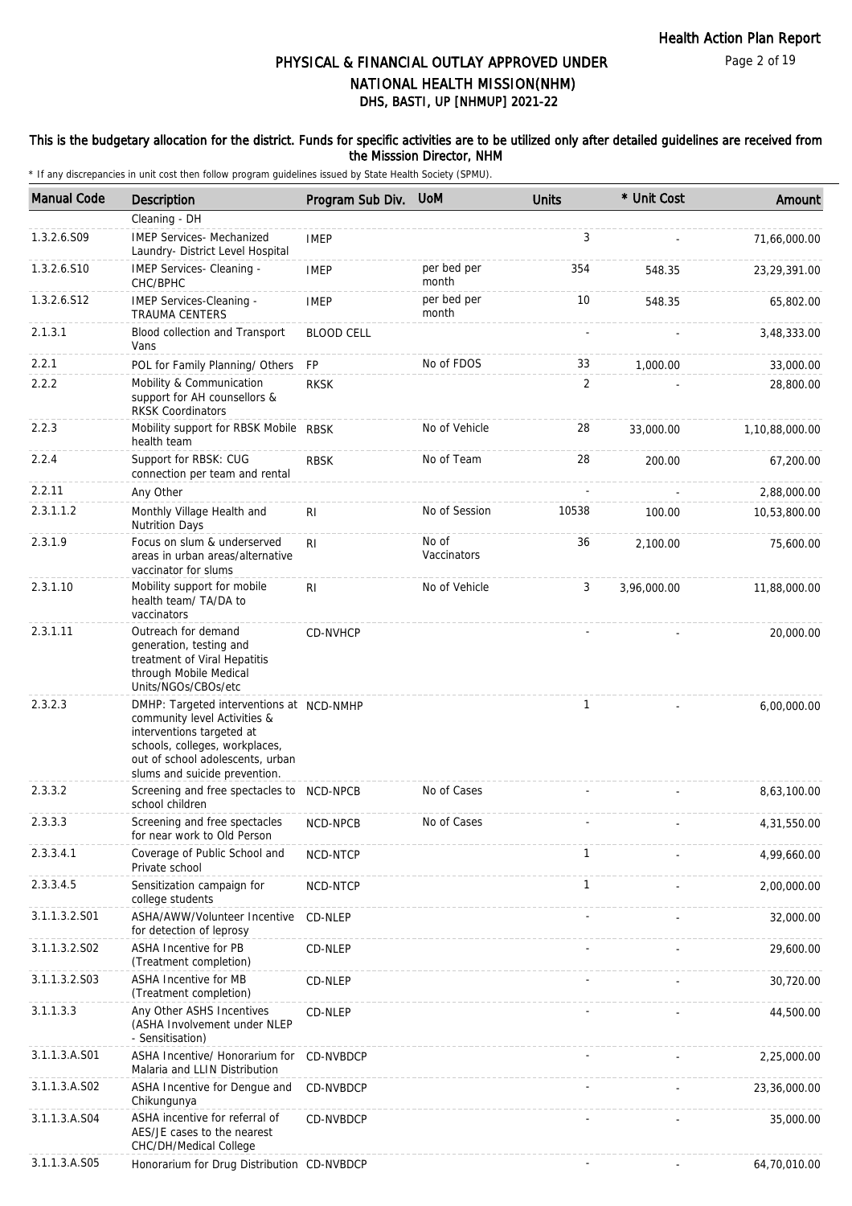# PHYSICAL & FINANCIAL OUTLAY APPROVED UNDER NATIONAL HEALTH MISSION(NHM)

## DHS, BASTI, UP [NHMUP] 2021-22

**This is the budgetary allocation for the district. Funds for specific activities are to be utilized only after detailed guidelines are received from the Misssion Director, NHM**

\* If any discrepancies in unit cost then follow program guidelines issued by State Health Society (SPMU).

| Manual Code | Description | Program Sub Div. | UoM | Units | * Unit Cost | Amount |
|---|---|---|---|---|---|---|
| | Cleaning - DH | | | | | |
| 1.3.2.6.S09 | IMEP Services- Mechanized Laundry- District Level Hospital | IMEP | | 3 | - | 71,66,000.00 |
| 1.3.2.6.S10 | IMEP Services- Cleaning - CHC/BPHC | IMEP | per bed per month | 354 | 548.35 | 23,29,391.00 |
| 1.3.2.6.S12 | IMEP Services-Cleaning - TRAUMA CENTERS | IMEP | per bed per month | 10 | 548.35 | 65,802.00 |
| 2.1.3.1 | Blood collection and Transport Vans | BLOOD CELL | | - | - | 3,48,333.00 |
| 2.2.1 | POL for Family Planning/ Others | FP | No of FDOS | 33 | 1,000.00 | 33,000.00 |
| 2.2.2 | Mobility & Communication support for AH counsellors & RKSK Coordinators | RKSK | | 2 | - | 28,800.00 |
| 2.2.3 | Mobility support for RBSK Mobile health team | RBSK | No of Vehicle | 28 | 33,000.00 | 1,10,88,000.00 |
| 2.2.4 | Support for RBSK: CUG connection per team and rental | RBSK | No of Team | 28 | 200.00 | 67,200.00 |
| 2.2.11 | Any Other | | | - | - | 2,88,000.00 |
| 2.3.1.1.2 | Monthly Village Health and Nutrition Days | RI | No of Session | 10538 | 100.00 | 10,53,800.00 |
| 2.3.1.9 | Focus on slum & underserved areas in urban areas/alternative vaccinator for slums | RI | No of Vaccinators | 36 | 2,100.00 | 75,600.00 |
| 2.3.1.10 | Mobility support for mobile health team/ TA/DA to vaccinators | RI | No of Vehicle | 3 | 3,96,000.00 | 11,88,000.00 |
| 2.3.1.11 | Outreach for demand generation, testing and treatment of Viral Hepatitis through Mobile Medical Units/NGOs/CBOs/etc | CD-NVHCP | | - | - | 20,000.00 |
| 2.3.2.3 | DMHP: Targeted interventions at community level Activities & interventions targeted at schools, colleges, workplaces, out of school adolescents, urban slums and suicide prevention. | NCD-NMHP | | 1 | - | 6,00,000.00 |
| 2.3.3.2 | Screening and free spectacles to school children | NCD-NPCB | No of Cases | - | - | 8,63,100.00 |
| 2.3.3.3 | Screening and free spectacles for near work to Old Person | NCD-NPCB | No of Cases | - | - | 4,31,550.00 |
| 2.3.3.4.1 | Coverage of Public School and Private school | NCD-NTCP | | 1 | - | 4,99,660.00 |
| 2.3.3.4.5 | Sensitization campaign for college students | NCD-NTCP | | 1 | - | 2,00,000.00 |
| 3.1.1.3.2.S01 | ASHA/AWW/Volunteer Incentive for detection of leprosy | CD-NLEP | | - | - | 32,000.00 |
| 3.1.1.3.2.S02 | ASHA Incentive for PB (Treatment completion) | CD-NLEP | | - | - | 29,600.00 |
| 3.1.1.3.2.S03 | ASHA Incentive for MB (Treatment completion) | CD-NLEP | | - | - | 30,720.00 |
| 3.1.1.3.3 | Any Other ASHS Incentives (ASHA Involvement under NLEP - Sensitisation) | CD-NLEP | | - | - | 44,500.00 |
| 3.1.1.3.A.S01 | ASHA Incentive/ Honorarium for Malaria and LLIN Distribution | CD-NVBDCP | | - | - | 2,25,000.00 |
| 3.1.1.3.A.S02 | ASHA Incentive for Dengue and Chikungunya | CD-NVBDCP | | - | - | 23,36,000.00 |
| 3.1.1.3.A.S04 | ASHA incentive for referral of AES/JE cases to the nearest CHC/DH/Medical College | CD-NVBDCP | | - | - | 35,000.00 |
| 3.1.1.3.A.S05 | Honorarium for Drug Distribution | CD-NVBDCP | | - | - | 64,70,010.00 |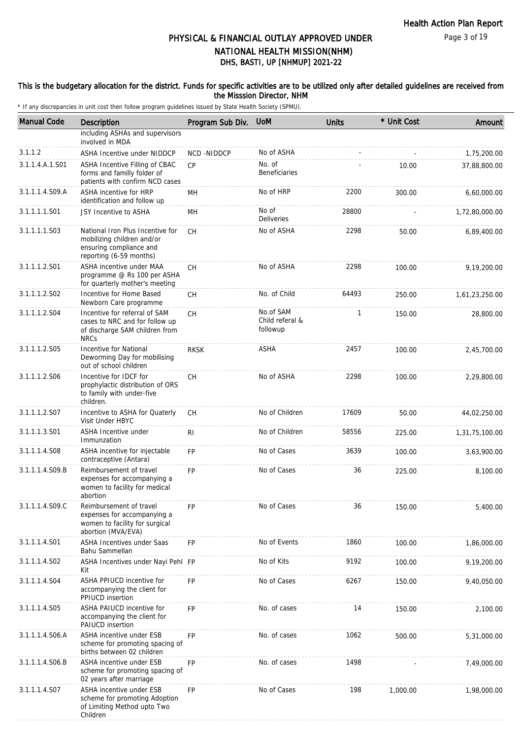# PHYSICAL & FINANCIAL OUTLAY APPROVED UNDER NATIONAL HEALTH MISSION(NHM)

## DHS, BASTI, UP [NHMUP] 2021-22

**This is the budgetary allocation for the district. Funds for specific activities are to be utilized only after detailed guidelines are received from the Misssion Director, NHM**

\* If any discrepancies in unit cost then follow program guidelines issued by State Health Society (SPMU).

| Manual Code | Description | Program Sub Div. | UoM | Units | * Unit Cost | Amount |
|---|---|---|---|---|---|---|
| | including ASHAs and supervisors involved in MDA | | | | | |
| 3.1.1.2 | ASHA Incentive under NIDDCP | NCD -NIDDCP | No of ASHA | - | - | 1,75,200.00 |
| 3.1.1.4.A.1.S01 | ASHA Incentive Filling of CBAC forms and familly folder of patients with confirm NCD cases | CP | No. of Beneficiaries | - | 10.00 | 37,88,800.00 |
| 3.1.1.1.4.S09.A | ASHA incentive for HRP identification and follow up | MH | No of HRP | 2200 | 300.00 | 6,60,000.00 |
| 3.1.1.1.1.S01 | JSY Incentive to ASHA | MH | No of Deliveries | 28800 | - | 1,72,80,000.00 |
| 3.1.1.1.1.S03 | National Iron Plus Incentive for mobilizing children and/or ensuring compliance and reporting (6-59 months) | CH | No of ASHA | 2298 | 50.00 | 6,89,400.00 |
| 3.1.1.1.2.S01 | ASHA incentive under MAA programme @ Rs 100 per ASHA for quarterly mother's meeting | CH | No of ASHA | 2298 | 100.00 | 9,19,200.00 |
| 3.1.1.1.2.S02 | Incentive for Home Based Newborn Care programme | CH | No. of Child | 64493 | 250.00 | 1,61,23,250.00 |
| 3.1.1.1.2.S04 | Incentive for referral of SAM cases to NRC and for follow up of discharge SAM children from NRCs | CH | No.of SAM Child referal & followup | 1 | 150.00 | 28,800.00 |
| 3.1.1.1.2.S05 | Incentive for National Deworming Day for mobilising out of school children | RKSK | ASHA | 2457 | 100.00 | 2,45,700.00 |
| 3.1.1.1.2.S06 | Incentive for IDCF for prophylactic distribution of ORS to family with under-five children. | CH | No of ASHA | 2298 | 100.00 | 2,29,800.00 |
| 3.1.1.1.2.S07 | Incentive to ASHA for Quaterly Visit Under HBYC | CH | No of Children | 17609 | 50.00 | 44,02,250.00 |
| 3.1.1.1.3.S01 | ASHA Incentive under Immunzation | RI | No of Children | 58556 | 225.00 | 1,31,75,100.00 |
| 3.1.1.1.4.S08 | ASHA incentive for injectable contraceptive (Antara) | FP | No of Cases | 3639 | 100.00 | 3,63,900.00 |
| 3.1.1.1.4.S09.B | Reimbursement of travel expenses for accompanying a women to facility for medical abortion | FP | No of Cases | 36 | 225.00 | 8,100.00 |
| 3.1.1.1.4.S09.C | Reimbursement of travel expenses for accompanying a women to facility for surgical abortion (MVA/EVA) | FP | No of Cases | 36 | 150.00 | 5,400.00 |
| 3.1.1.1.4.S01 | ASHA Incentives under Saas Bahu Sammellan | FP | No of Events | 1860 | 100.00 | 1,86,000.00 |
| 3.1.1.1.4.S02 | ASHA Incentives under Nayi Pehl Kit | FP | No of Kits | 9192 | 100.00 | 9,19,200.00 |
| 3.1.1.1.4.S04 | ASHA PPIUCD incentive for accompanying the client for PPIUCD insertion | FP | No of Cases | 6267 | 150.00 | 9,40,050.00 |
| 3.1.1.1.4.S05 | ASHA PAIUCD incentive for accompanying the client for PAIUCD insertion | FP | No. of cases | 14 | 150.00 | 2,100.00 |
| 3.1.1.1.4.S06.A | ASHA incentive under ESB scheme for promoting spacing of births between 02 children | FP | No. of cases | 1062 | 500.00 | 5,31,000.00 |
| 3.1.1.1.4.S06.B | ASHA incentive under ESB scheme for promoting spacing of 02 years after marriage | FP | No. of cases | 1498 | - | 7,49,000.00 |
| 3.1.1.1.4.S07 | ASHA incentive under ESB scheme for promoting Adoption of Limiting Method upto Two Children | FP | No of Cases | 198 | 1,000.00 | 1,98,000.00 |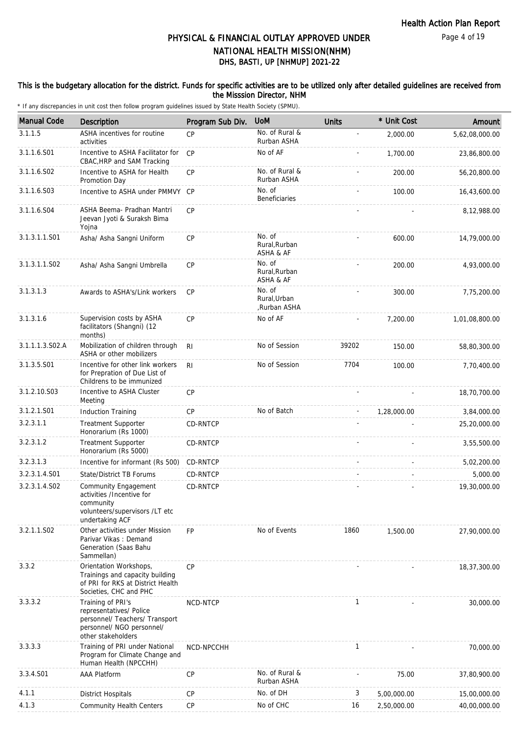# PHYSICAL & FINANCIAL OUTLAY APPROVED UNDER NATIONAL HEALTH MISSION(NHM)

## DHS, BASTI, UP [NHMUP] 2021-22

**This is the budgetary allocation for the district. Funds for specific activities are to be utilized only after detailed guidelines are received from the Misssion Director, NHM**

* If any discrepancies in unit cost then follow program guidelines issued by State Health Society (SPMU).

| Manual Code | Description | Program Sub Div. | UoM | Units | * Unit Cost | Amount |
|---|---|---|---|---|---|---|
| 3.1.1.5 | ASHA incentives for routine activities | CP | No. of Rural & Rurban ASHA | - | 2,000.00 | 5,62,08,000.00 |
| 3.1.1.6.S01 | Incentive to ASHA Facilitator for CBAC,HRP and SAM Tracking | CP | No of AF | - | 1,700.00 | 23,86,800.00 |
| 3.1.1.6.S02 | Incentive to ASHA for Health Promotion Day | CP | No. of Rural & Rurban ASHA | - | 200.00 | 56,20,800.00 |
| 3.1.1.6.S03 | Incentive to ASHA under PMMVY | CP | No. of Beneficiaries | - | 100.00 | 16,43,600.00 |
| 3.1.1.6.S04 | ASHA Beema- Pradhan Mantri Jeevan Jyoti & Suraksh Bima Yojna | CP | | - | - | 8,12,988.00 |
| 3.1.3.1.1.S01 | Asha/ Asha Sangni Uniform | CP | No. of Rural,Rurban ASHA & AF | - | 600.00 | 14,79,000.00 |
| 3.1.3.1.1.S02 | Asha/ Asha Sangni Umbrella | CP | No. of Rural,Rurban ASHA & AF | - | 200.00 | 4,93,000.00 |
| 3.1.3.1.3 | Awards to ASHA's/Link workers | CP | No. of Rural,Urban ,Rurban ASHA | - | 300.00 | 7,75,200.00 |
| 3.1.3.1.6 | Supervision costs by ASHA facilitators (Shangni) (12 months) | CP | No of AF | - | 7,200.00 | 1,01,08,800.00 |
| 3.1.1.1.3.S02.A | Mobilization of children through ASHA or other mobilizers | RI | No of Session | 39202 | 150.00 | 58,80,300.00 |
| 3.1.3.5.S01 | Incentive for other link workers for Prepration of Due List of Childrens to be immunized | RI | No of Session | 7704 | 100.00 | 7,70,400.00 |
| 3.1.2.10.S03 | Incentive to ASHA Cluster Meeting | CP | | - | - | 18,70,700.00 |
| 3.1.2.1.S01 | Induction Training | CP | No of Batch | - | 1,28,000.00 | 3,84,000.00 |
| 3.2.3.1.1 | Treatment Supporter Honorarium (Rs 1000) | CD-RNTCP | | - | - | 25,20,000.00 |
| 3.2.3.1.2 | Treatment Supporter Honorarium (Rs 5000) | CD-RNTCP | | - | - | 3,55,500.00 |
| 3.2.3.1.3 | Incentive for informant (Rs 500) | CD-RNTCP | | - | - | 5,02,200.00 |
| 3.2.3.1.4.S01 | State/District TB Forums | CD-RNTCP | | - | - | 5,000.00 |
| 3.2.3.1.4.S02 | Community Engagement activities /Incentive for community volunteers/supervisors /LT etc undertaking ACF | CD-RNTCP | | - | - | 19,30,000.00 |
| 3.2.1.1.S02 | Other activities under Mission Parivar Vikas : Demand Generation (Saas Bahu Sammellan) | FP | No of Events | 1860 | 1,500.00 | 27,90,000.00 |
| 3.3.2 | Orientation Workshops, Trainings and capacity building of PRI for RKS at District Health Societies, CHC and PHC | CP | | - | - | 18,37,300.00 |
| 3.3.3.2 | Training of PRI's representatives/ Police personnel/ Teachers/ Transport personnel/ NGO personnel/ other stakeholders | NCD-NTCP | | 1 | - | 30,000.00 |
| 3.3.3.3 | Training of PRI under National Program for Climate Change and Human Health (NPCCHH) | NCD-NPCCHH | | 1 | - | 70,000.00 |
| 3.3.4.S01 | AAA Platform | CP | No. of Rural & Rurban ASHA | - | 75.00 | 37,80,900.00 |
| 4.1.1 | District Hospitals | CP | No. of DH | 3 | 5,00,000.00 | 15,00,000.00 |
| 4.1.3 | Community Health Centers | CP | No of CHC | 16 | 2,50,000.00 | 40,00,000.00 |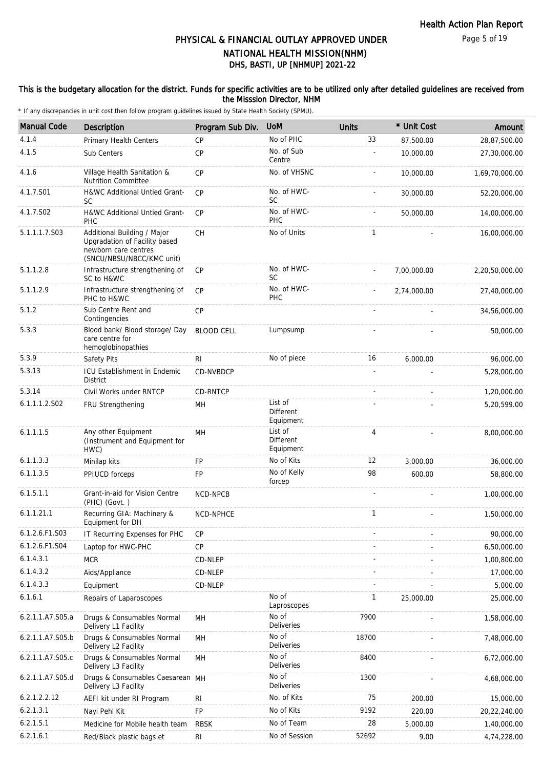# PHYSICAL & FINANCIAL OUTLAY APPROVED UNDER NATIONAL HEALTH MISSION(NHM)

## DHS, BASTI, UP [NHMUP] 2021-22

Health Action Plan Report

**This is the budgetary allocation for the district. Funds for specific activities are to be utilized only after detailed guidelines are received from the Misssion Director, NHM**

* If any discrepancies in unit cost then follow program guidelines issued by State Health Society (SPMU).

| Manual Code | Description | Program Sub Div. | UoM | Units | * Unit Cost | Amount |
|---|---|---|---|---|---|---|
| 4.1.4 | Primary Health Centers | CP | No of PHC | 33 | 87,500.00 | 28,87,500.00 |
| 4.1.5 | Sub Centers | CP | No. of Sub Centre | - | 10,000.00 | 27,30,000.00 |
| 4.1.6 | Village Health Sanitation & Nutrition Committee | CP | No. of VHSNC | - | 10,000.00 | 1,69,70,000.00 |
| 4.1.7.S01 | H&WC Additional Untied Grant-SC | CP | No. of HWC-SC | - | 30,000.00 | 52,20,000.00 |
| 4.1.7.S02 | H&WC Additional Untied Grant-PHC | CP | No. of HWC-PHC | - | 50,000.00 | 14,00,000.00 |
| 5.1.1.1.7.S03 | Additional Building / Major Upgradation of Facility based newborn care centres (SNCU/NBSU/NBCC/KMC unit) | CH | No of Units | 1 | - | 16,00,000.00 |
| 5.1.1.2.8 | Infrastructure strengthening of SC to H&WC | CP | No. of HWC-SC | - | 7,00,000.00 | 2,20,50,000.00 |
| 5.1.1.2.9 | Infrastructure strengthening of PHC to H&WC | CP | No. of HWC-PHC | - | 2,74,000.00 | 27,40,000.00 |
| 5.1.2 | Sub Centre Rent and Contingencies | CP | | - | - | 34,56,000.00 |
| 5.3.3 | Blood bank/ Blood storage/ Day care centre for hemoglobinopathies | BLOOD CELL | Lumpsump | - | - | 50,000.00 |
| 5.3.9 | Safety Pits | RI | No of piece | 16 | 6,000.00 | 96,000.00 |
| 5.3.13 | ICU Establishment in Endemic District | CD-NVBDCP | | - | - | 5,28,000.00 |
| 5.3.14 | Civil Works under RNTCP | CD-RNTCP | | - | - | 1,20,000.00 |
| 6.1.1.1.2.S02 | FRU Strengthening | MH | List of Different Equipment | - | - | 5,20,599.00 |
| 6.1.1.1.5 | Any other Equipment (Instrument and Equipment for HWC) | MH | List of Different Equipment | 4 | - | 8,00,000.00 |
| 6.1.1.3.3 | Minilap kits | FP | No of Kits | 12 | 3,000.00 | 36,000.00 |
| 6.1.1.3.5 | PPIUCD forceps | FP | No of Kelly forcep | 98 | 600.00 | 58,800.00 |
| 6.1.5.1.1 | Grant-in-aid for Vision Centre (PHC) (Govt. ) | NCD-NPCB | | - | - | 1,00,000.00 |
| 6.1.1.21.1 | Recurring GIA: Machinery & Equipment for DH | NCD-NPHCE | | 1 | - | 1,50,000.00 |
| 6.1.2.6.F1.S03 | IT Recurring Expenses for PHC | CP | | - | - | 90,000.00 |
| 6.1.2.6.F1.S04 | Laptop for HWC-PHC | CP | | - | - | 6,50,000.00 |
| 6.1.4.3.1 | MCR | CD-NLEP | | - | - | 1,00,800.00 |
| 6.1.4.3.2 | Aids/Appliance | CD-NLEP | | - | - | 17,000.00 |
| 6.1.4.3.3 | Equipment | CD-NLEP | | - | - | 5,000.00 |
| 6.1.6.1 | Repairs of Laparoscopes | | No of Laproscopes | 1 | 25,000.00 | 25,000.00 |
| 6.2.1.1.A7.S05.a | Drugs & Consumables Normal Delivery L1 Facility | MH | No of Deliveries | 7900 | - | 1,58,000.00 |
| 6.2.1.1.A7.S05.b | Drugs & Consumables Normal Delivery L2 Facility | MH | No of Deliveries | 18700 | - | 7,48,000.00 |
| 6.2.1.1.A7.S05.c | Drugs & Consumables Normal Delivery L3 Facility | MH | No of Deliveries | 8400 | - | 6,72,000.00 |
| 6.2.1.1.A7.S05.d | Drugs & Consumables Caesarean Delivery L3 Facility | MH | No of Deliveries | 1300 | - | 4,68,000.00 |
| 6.2.1.2.2.12 | AEFI kit under RI Program | RI | No. of Kits | 75 | 200.00 | 15,000.00 |
| 6.2.1.3.1 | Nayi Pehl Kit | FP | No of Kits | 9192 | 220.00 | 20,22,240.00 |
| 6.2.1.5.1 | Medicine for Mobile health team | RBSK | No of Team | 28 | 5,000.00 | 1,40,000.00 |
| 6.2.1.6.1 | Red/Black plastic bags et | RI | No of Session | 52692 | 9.00 | 4,74,228.00 |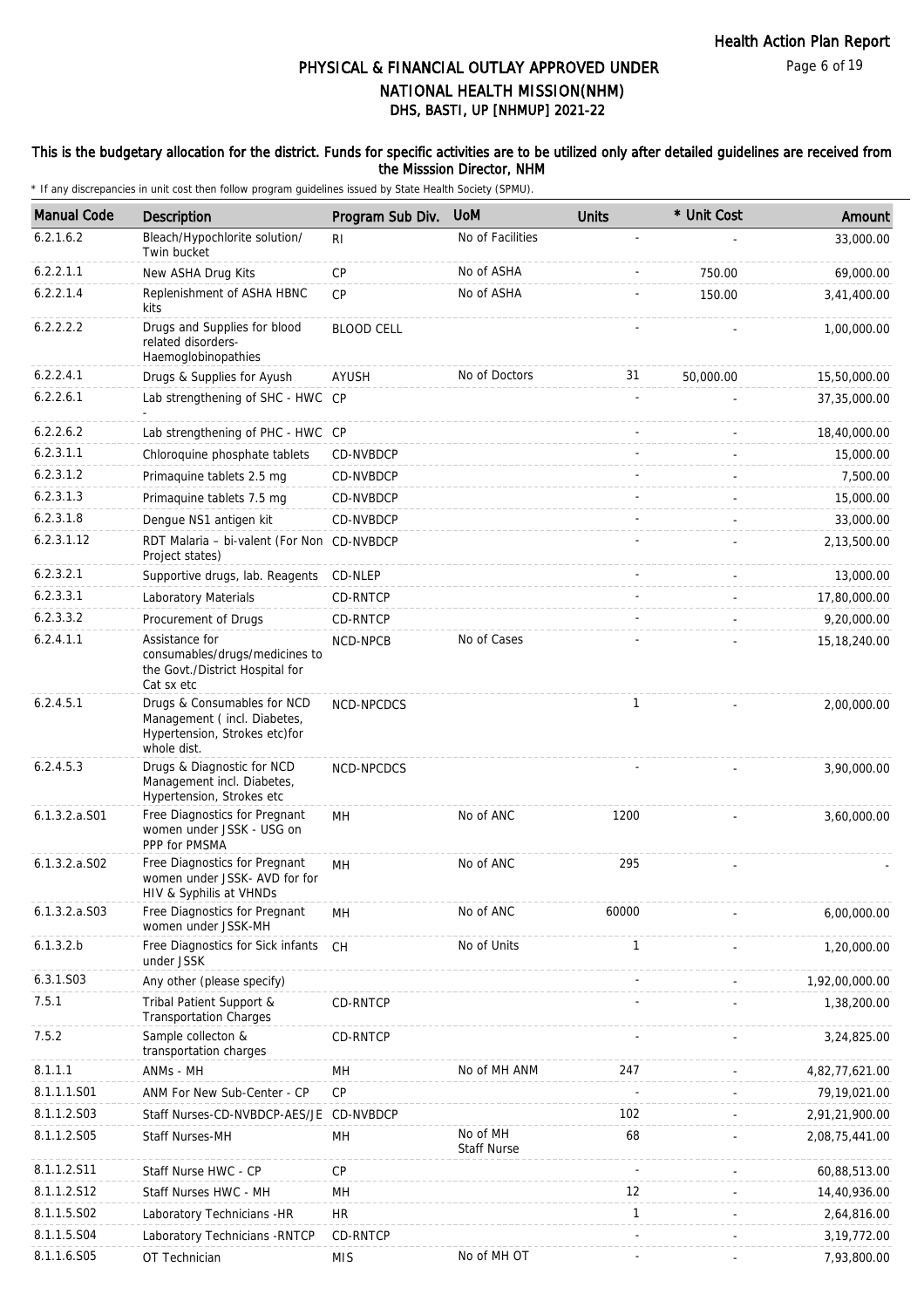# PHYSICAL & FINANCIAL OUTLAY APPROVED UNDER NATIONAL HEALTH MISSION(NHM)

## DHS, BASTI, UP [NHMUP] 2021-22

**This is the budgetary allocation for the district. Funds for specific activities are to be utilized only after detailed guidelines are received from the Misssion Director, NHM**

\* If any discrepancies in unit cost then follow program guidelines issued by State Health Society (SPMU).

| Manual Code | Description | Program Sub Div. | UoM | Units | * Unit Cost | Amount |
|---|---|---|---|---|---|---|
| 6.2.1.6.2 | Bleach/Hypochlorite solution/ Twin bucket | RI | No of Facilities | - | - | 33,000.00 |
| 6.2.2.1.1 | New ASHA Drug Kits | CP | No of ASHA | - | 750.00 | 69,000.00 |
| 6.2.2.1.4 | Replenishment of ASHA HBNC kits | CP | No of ASHA | - | 150.00 | 3,41,400.00 |
| 6.2.2.2.2 | Drugs and Supplies for blood related disorders- Haemoglobinopathies | BLOOD CELL | | - | - | 1,00,000.00 |
| 6.2.2.4.1 | Drugs & Supplies for Ayush | AYUSH | No of Doctors | 31 | 50,000.00 | 15,50,000.00 |
| 6.2.2.6.1 | Lab strengthening of SHC - HWC - | CP | | - | - | 37,35,000.00 |
| 6.2.2.6.2 | Lab strengthening of PHC - HWC | CP | | - | - | 18,40,000.00 |
| 6.2.3.1.1 | Chloroquine phosphate tablets | CD-NVBDCP | | - | - | 15,000.00 |
| 6.2.3.1.2 | Primaquine tablets 2.5 mg | CD-NVBDCP | | - | - | 7,500.00 |
| 6.2.3.1.3 | Primaquine tablets 7.5 mg | CD-NVBDCP | | - | - | 15,000.00 |
| 6.2.3.1.8 | Dengue NS1 antigen kit | CD-NVBDCP | | - | - | 33,000.00 |
| 6.2.3.1.12 | RDT Malaria – bi-valent (For Non Project states) | CD-NVBDCP | | - | - | 2,13,500.00 |
| 6.2.3.2.1 | Supportive drugs, lab. Reagents | CD-NLEP | | - | - | 13,000.00 |
| 6.2.3.3.1 | Laboratory Materials | CD-RNTCP | | - | - | 17,80,000.00 |
| 6.2.3.3.2 | Procurement of Drugs | CD-RNTCP | | - | - | 9,20,000.00 |
| 6.2.4.1.1 | Assistance for consumables/drugs/medicines to the Govt./District Hospital for Cat sx etc | NCD-NPCB | No of Cases | - | - | 15,18,240.00 |
| 6.2.4.5.1 | Drugs & Consumables for NCD Management ( incl. Diabetes, Hypertension, Strokes etc)for whole dist. | NCD-NPCDCS | | 1 | - | 2,00,000.00 |
| 6.2.4.5.3 | Drugs & Diagnostic for NCD Management incl. Diabetes, Hypertension, Strokes etc | NCD-NPCDCS | | - | - | 3,90,000.00 |
| 6.1.3.2.a.S01 | Free Diagnostics for Pregnant women under JSSK - USG on PPP for PMSMA | MH | No of ANC | 1200 | - | 3,60,000.00 |
| 6.1.3.2.a.S02 | Free Diagnostics for Pregnant women under JSSK- AVD for for HIV & Syphilis at VHNDs | MH | No of ANC | 295 | - | - |
| 6.1.3.2.a.S03 | Free Diagnostics for Pregnant women under JSSK-MH | MH | No of ANC | 60000 | - | 6,00,000.00 |
| 6.1.3.2.b | Free Diagnostics for Sick infants under JSSK | CH | No of Units | 1 | - | 1,20,000.00 |
| 6.3.1.S03 | Any other (please specify) | | | - | - | 1,92,00,000.00 |
| 7.5.1 | Tribal Patient Support & Transportation Charges | CD-RNTCP | | - | - | 1,38,200.00 |
| 7.5.2 | Sample collecton & transportation charges | CD-RNTCP | | - | - | 3,24,825.00 |
| 8.1.1.1 | ANMs - MH | MH | No of MH ANM | 247 | - | 4,82,77,621.00 |
| 8.1.1.1.S01 | ANM For New Sub-Center - CP | CP | | - | - | 79,19,021.00 |
| 8.1.1.2.S03 | Staff Nurses-CD-NVBDCP-AES/JE | CD-NVBDCP | | 102 | - | 2,91,21,900.00 |
| 8.1.1.2.S05 | Staff Nurses-MH | MH | No of MH Staff Nurse | 68 | - | 2,08,75,441.00 |
| 8.1.1.2.S11 | Staff Nurse HWC - CP | CP | | - | - | 60,88,513.00 |
| 8.1.1.2.S12 | Staff Nurses HWC - MH | MH | | 12 | - | 14,40,936.00 |
| 8.1.1.5.S02 | Laboratory Technicians -HR | HR | | 1 | - | 2,64,816.00 |
| 8.1.1.5.S04 | Laboratory Technicians -RNTCP | CD-RNTCP | | - | - | 3,19,772.00 |
| 8.1.1.6.S05 | OT Technician | MIS | No of MH OT | - | - | 7,93,800.00 |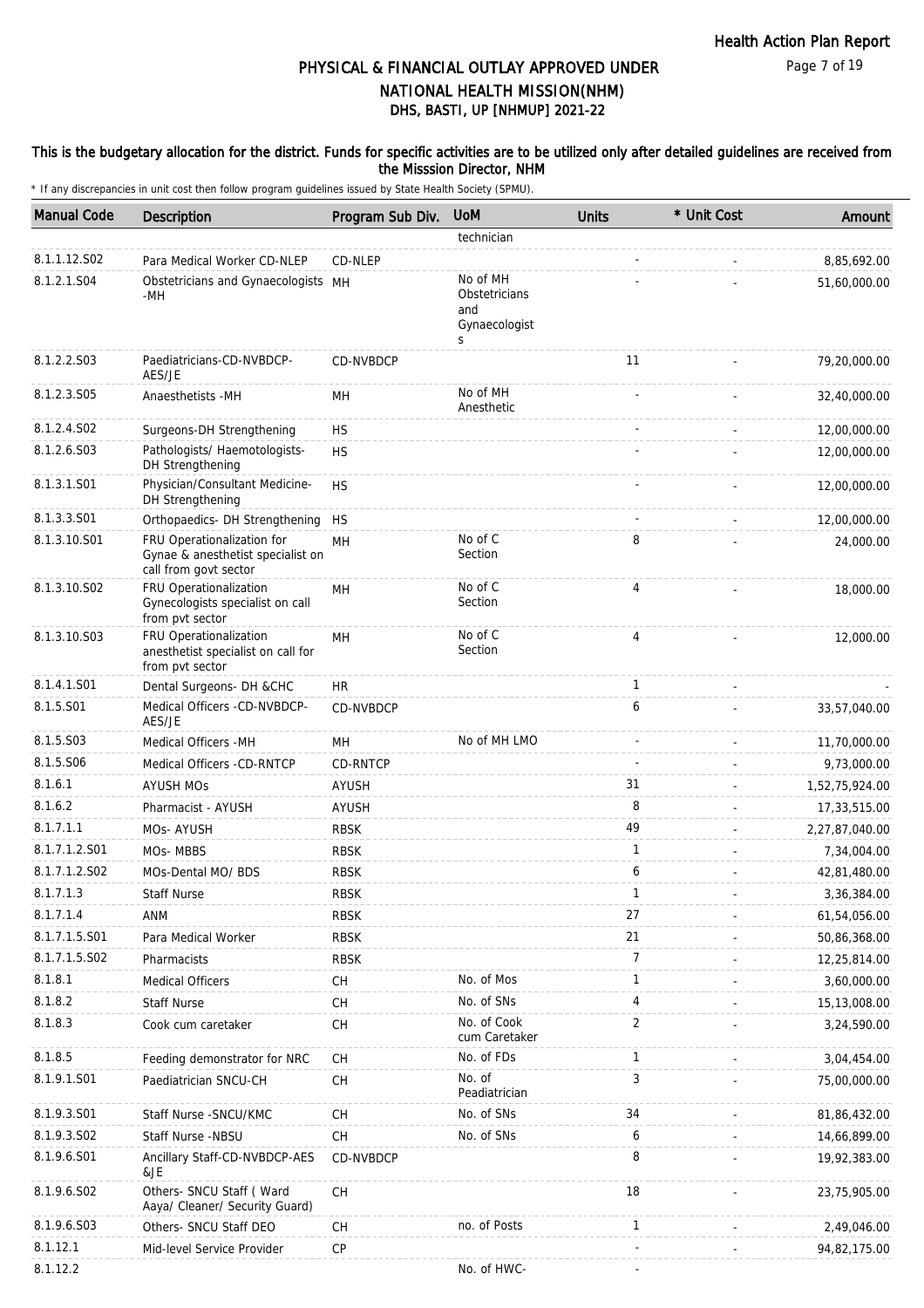Health Action Plan Report

# PHYSICAL & FINANCIAL OUTLAY APPROVED UNDER NATIONAL HEALTH MISSION(NHM)
## DHS, BASTI, UP [NHMUP] 2021-22

**This is the budgetary allocation for the district. Funds for specific activities are to be utilized only after detailed guidelines are received from the Misssion Director, NHM**

\* If any discrepancies in unit cost then follow program guidelines issued by State Health Society (SPMU).

| Manual Code | Description | Program Sub Div. | UoM | Units | * Unit Cost | Amount |
|---|---|---|---|---|---|---|
| | | | technician | | | |
| 8.1.1.12.S02 | Para Medical Worker CD-NLEP | CD-NLEP | | - | - | 8,85,692.00 |
| 8.1.2.1.S04 | Obstetricians and Gynaecologists -MH | MH | No of MH Obstetricians and Gynaecologists | - | - | 51,60,000.00 |
| 8.1.2.2.S03 | Paediatricians-CD-NVBDCP-AES/JE | CD-NVBDCP | | 11 | - | 79,20,000.00 |
| 8.1.2.3.S05 | Anaesthetists -MH | MH | No of MH Anesthetic | - | - | 32,40,000.00 |
| 8.1.2.4.S02 | Surgeons-DH Strengthening | HS | | - | - | 12,00,000.00 |
| 8.1.2.6.S03 | Pathologists/ Haemotologists-DH Strengthening | HS | | - | - | 12,00,000.00 |
| 8.1.3.1.S01 | Physician/Consultant Medicine-DH Strengthening | HS | | - | - | 12,00,000.00 |
| 8.1.3.3.S01 | Orthopaedics- DH Strengthening | HS | | - | - | 12,00,000.00 |
| 8.1.3.10.S01 | FRU Operationalization for Gynae & anesthetist specialist on call from govt sector | MH | No of C Section | 8 | - | 24,000.00 |
| 8.1.3.10.S02 | FRU Operationalization Gynecologists specialist on call from pvt sector | MH | No of C Section | 4 | - | 18,000.00 |
| 8.1.3.10.S03 | FRU Operationalization anesthetist specialist on call for from pvt sector | MH | No of C Section | 4 | - | 12,000.00 |
| 8.1.4.1.S01 | Dental Surgeons- DH &CHC | HR | | 1 | - | - |
| 8.1.5.S01 | Medical Officers -CD-NVBDCP-AES/JE | CD-NVBDCP | | 6 | - | 33,57,040.00 |
| 8.1.5.S03 | Medical Officers -MH | MH | No of MH LMO | - | - | 11,70,000.00 |
| 8.1.5.S06 | Medical Officers -CD-RNTCP | CD-RNTCP | | - | - | 9,73,000.00 |
| 8.1.6.1 | AYUSH MOs | AYUSH | | 31 | - | 1,52,75,924.00 |
| 8.1.6.2 | Pharmacist - AYUSH | AYUSH | | 8 | - | 17,33,515.00 |
| 8.1.7.1.1 | MOs- AYUSH | RBSK | | 49 | - | 2,27,87,040.00 |
| 8.1.7.1.2.S01 | MOs- MBBS | RBSK | | 1 | - | 7,34,004.00 |
| 8.1.7.1.2.S02 | MOs-Dental MO/ BDS | RBSK | | 6 | - | 42,81,480.00 |
| 8.1.7.1.3 | Staff Nurse | RBSK | | 1 | - | 3,36,384.00 |
| 8.1.7.1.4 | ANM | RBSK | | 27 | - | 61,54,056.00 |
| 8.1.7.1.5.S01 | Para Medical Worker | RBSK | | 21 | - | 50,86,368.00 |
| 8.1.7.1.5.S02 | Pharmacists | RBSK | | 7 | - | 12,25,814.00 |
| 8.1.8.1 | Medical Officers | CH | No. of Mos | 1 | - | 3,60,000.00 |
| 8.1.8.2 | Staff Nurse | CH | No. of SNs | 4 | - | 15,13,008.00 |
| 8.1.8.3 | Cook cum caretaker | CH | No. of Cook cum Caretaker | 2 | - | 3,24,590.00 |
| 8.1.8.5 | Feeding demonstrator for NRC | CH | No. of FDs | 1 | - | 3,04,454.00 |
| 8.1.9.1.S01 | Paediatrician SNCU-CH | CH | No. of Peadiatrician | 3 | - | 75,00,000.00 |
| 8.1.9.3.S01 | Staff Nurse -SNCU/KMC | CH | No. of SNs | 34 | - | 81,86,432.00 |
| 8.1.9.3.S02 | Staff Nurse -NBSU | CH | No. of SNs | 6 | - | 14,66,899.00 |
| 8.1.9.6.S01 | Ancillary Staff-CD-NVBDCP-AES &JE | CD-NVBDCP | | 8 | - | 19,92,383.00 |
| 8.1.9.6.S02 | Others- SNCU Staff ( Ward Aaya/ Cleaner/ Security Guard) | CH | | 18 | - | 23,75,905.00 |
| 8.1.9.6.S03 | Others- SNCU Staff DEO | CH | no. of Posts | 1 | - | 2,49,046.00 |
| 8.1.12.1 | Mid-level Service Provider | CP | | - | - | 94,82,175.00 |
| 8.1.12.2 | | | No. of HWC- | - | | |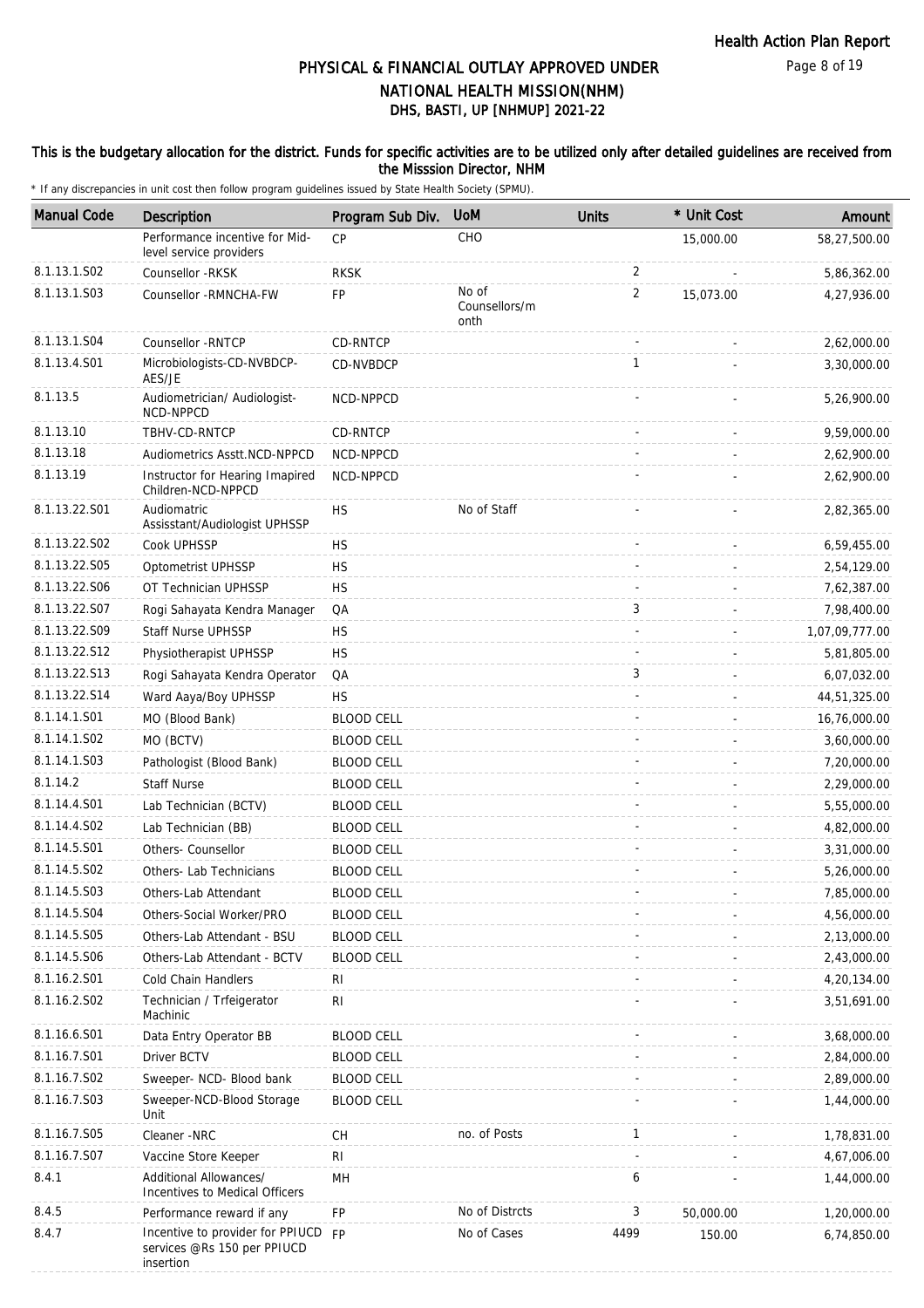# PHYSICAL & FINANCIAL OUTLAY APPROVED UNDER NATIONAL HEALTH MISSION(NHM)
## DHS, BASTI, UP [NHMUP] 2021-22

**This is the budgetary allocation for the district. Funds for specific activities are to be utilized only after detailed guidelines are received from the Misssion Director, NHM**

\* If any discrepancies in unit cost then follow program guidelines issued by State Health Society (SPMU).

| Manual Code | Description | Program Sub Div. | UoM | Units | * Unit Cost | Amount |
|---|---|---|---|---|---|---|
| | Performance incentive for Mid-level service providers | CP | CHO | | 15,000.00 | 58,27,500.00 |
| 8.1.13.1.S02 | Counsellor -RKSK | RKSK | | 2 | - | 5,86,362.00 |
| 8.1.13.1.S03 | Counsellor -RMNCHA-FW | FP | No of Counsellors/month | 2 | 15,073.00 | 4,27,936.00 |
| 8.1.13.1.S04 | Counsellor -RNTCP | CD-RNTCP | | - | - | 2,62,000.00 |
| 8.1.13.4.S01 | Microbiologists-CD-NVBDCP-AES/JE | CD-NVBDCP | | 1 | - | 3,30,000.00 |
| 8.1.13.5 | Audiometrician/ Audiologist-NCD-NPPCD | NCD-NPPCD | | - | - | 5,26,900.00 |
| 8.1.13.10 | TBHV-CD-RNTCP | CD-RNTCP | | - | - | 9,59,000.00 |
| 8.1.13.18 | Audiometrics Asstt.NCD-NPPCD | NCD-NPPCD | | - | - | 2,62,900.00 |
| 8.1.13.19 | Instructor for Hearing Imapired Children-NCD-NPPCD | NCD-NPPCD | | - | - | 2,62,900.00 |
| 8.1.13.22.S01 | Audiomatric Assisstant/Audiologist UPHSSP | HS | No of Staff | - | - | 2,82,365.00 |
| 8.1.13.22.S02 | Cook UPHSSP | HS | | - | - | 6,59,455.00 |
| 8.1.13.22.S05 | Optometrist UPHSSP | HS | | - | - | 2,54,129.00 |
| 8.1.13.22.S06 | OT Technician UPHSSP | HS | | - | - | 7,62,387.00 |
| 8.1.13.22.S07 | Rogi Sahayata Kendra Manager | QA | | 3 | - | 7,98,400.00 |
| 8.1.13.22.S09 | Staff Nurse UPHSSP | HS | | - | - | 1,07,09,777.00 |
| 8.1.13.22.S12 | Physiotherapist UPHSSP | HS | | - | - | 5,81,805.00 |
| 8.1.13.22.S13 | Rogi Sahayata Kendra Operator | QA | | 3 | - | 6,07,032.00 |
| 8.1.13.22.S14 | Ward Aaya/Boy UPHSSP | HS | | - | - | 44,51,325.00 |
| 8.1.14.1.S01 | MO (Blood Bank) | BLOOD CELL | | - | - | 16,76,000.00 |
| 8.1.14.1.S02 | MO (BCTV) | BLOOD CELL | | - | - | 3,60,000.00 |
| 8.1.14.1.S03 | Pathologist (Blood Bank) | BLOOD CELL | | - | - | 7,20,000.00 |
| 8.1.14.2 | Staff Nurse | BLOOD CELL | | - | - | 2,29,000.00 |
| 8.1.14.4.S01 | Lab Technician (BCTV) | BLOOD CELL | | - | - | 5,55,000.00 |
| 8.1.14.4.S02 | Lab Technician (BB) | BLOOD CELL | | - | - | 4,82,000.00 |
| 8.1.14.5.S01 | Others- Counsellor | BLOOD CELL | | - | - | 3,31,000.00 |
| 8.1.14.5.S02 | Others- Lab Technicians | BLOOD CELL | | - | - | 5,26,000.00 |
| 8.1.14.5.S03 | Others-Lab Attendant | BLOOD CELL | | - | - | 7,85,000.00 |
| 8.1.14.5.S04 | Others-Social Worker/PRO | BLOOD CELL | | - | - | 4,56,000.00 |
| 8.1.14.5.S05 | Others-Lab Attendant - BSU | BLOOD CELL | | - | - | 2,13,000.00 |
| 8.1.14.5.S06 | Others-Lab Attendant - BCTV | BLOOD CELL | | - | - | 2,43,000.00 |
| 8.1.16.2.S01 | Cold Chain Handlers | RI | | - | - | 4,20,134.00 |
| 8.1.16.2.S02 | Technician / Trfeigerator Machinic | RI | | - | - | 3,51,691.00 |
| 8.1.16.6.S01 | Data Entry Operator BB | BLOOD CELL | | - | - | 3,68,000.00 |
| 8.1.16.7.S01 | Driver BCTV | BLOOD CELL | | - | - | 2,84,000.00 |
| 8.1.16.7.S02 | Sweeper- NCD- Blood bank | BLOOD CELL | | - | - | 2,89,000.00 |
| 8.1.16.7.S03 | Sweeper-NCD-Blood Storage Unit | BLOOD CELL | | - | - | 1,44,000.00 |
| 8.1.16.7.S05 | Cleaner -NRC | CH | no. of Posts | 1 | - | 1,78,831.00 |
| 8.1.16.7.S07 | Vaccine Store Keeper | RI | | - | - | 4,67,006.00 |
| 8.4.1 | Additional Allowances/ Incentives to Medical Officers | MH | | 6 | - | 1,44,000.00 |
| 8.4.5 | Performance reward if any | FP | No of Distrcts | 3 | 50,000.00 | 1,20,000.00 |
| 8.4.7 | Incentive to provider for PPIUCD services @Rs 150 per PPIUCD insertion | FP | No of Cases | 4499 | 150.00 | 6,74,850.00 |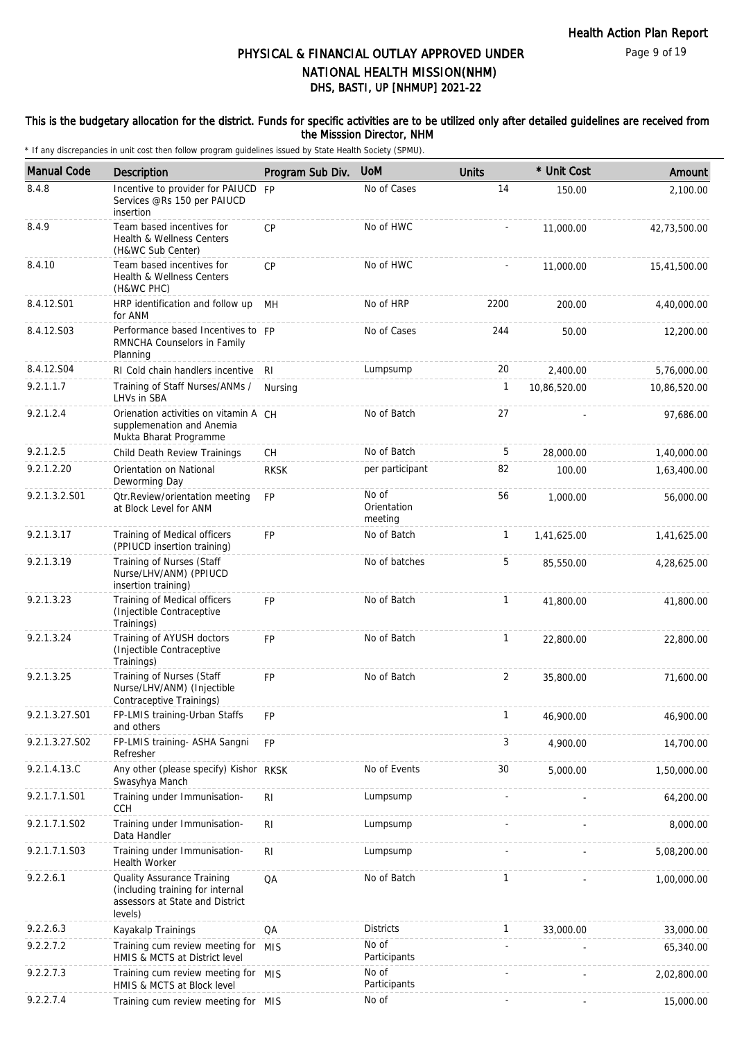# PHYSICAL & FINANCIAL OUTLAY APPROVED UNDER NATIONAL HEALTH MISSION(NHM)

## DHS, BASTI, UP [NHMUP] 2021-22

**This is the budgetary allocation for the district. Funds for specific activities are to be utilized only after detailed guidelines are received from the Misssion Director, NHM**

* If any discrepancies in unit cost then follow program guidelines issued by State Health Society (SPMU).

| Manual Code | Description | Program Sub Div. | UoM | Units | * Unit Cost | Amount |
|---|---|---|---|---|---|---|
| 8.4.8 | Incentive to provider for PAIUCD Services @Rs 150 per PAIUCD insertion | FP | No of Cases | 14 | 150.00 | 2,100.00 |
| 8.4.9 | Team based incentives for Health & Wellness Centers (H&WC Sub Center) | CP | No of HWC | - | 11,000.00 | 42,73,500.00 |
| 8.4.10 | Team based incentives for Health & Wellness Centers (H&WC PHC) | CP | No of HWC | - | 11,000.00 | 15,41,500.00 |
| 8.4.12.S01 | HRP identification and follow up for ANM | MH | No of HRP | 2200 | 200.00 | 4,40,000.00 |
| 8.4.12.S03 | Performance based Incentives to RMNCHA Counselors in Family Planning | FP | No of Cases | 244 | 50.00 | 12,200.00 |
| 8.4.12.S04 | RI Cold chain handlers incentive | RI | Lumpsump | 20 | 2,400.00 | 5,76,000.00 |
| 9.2.1.1.7 | Training of Staff Nurses/ANMs / LHVs in SBA | Nursing | | 1 | 10,86,520.00 | 10,86,520.00 |
| 9.2.1.2.4 | Orienation activities on vitamin A supplemenation and Anemia Mukta Bharat Programme | CH | No of Batch | 27 | - | 97,686.00 |
| 9.2.1.2.5 | Child Death Review Trainings | CH | No of Batch | 5 | 28,000.00 | 1,40,000.00 |
| 9.2.1.2.20 | Orientation on National Deworming Day | RKSK | per participant | 82 | 100.00 | 1,63,400.00 |
| 9.2.1.3.2.S01 | Qtr.Review/orientation meeting at Block Level for ANM | FP | No of Orientation meeting | 56 | 1,000.00 | 56,000.00 |
| 9.2.1.3.17 | Training of Medical officers (PPIUCD insertion training) | FP | No of Batch | 1 | 1,41,625.00 | 1,41,625.00 |
| 9.2.1.3.19 | Training of Nurses (Staff Nurse/LHV/ANM) (PPIUCD insertion training) | | No of batches | 5 | 85,550.00 | 4,28,625.00 |
| 9.2.1.3.23 | Training of Medical officers (Injectible Contraceptive Trainings) | FP | No of Batch | 1 | 41,800.00 | 41,800.00 |
| 9.2.1.3.24 | Training of AYUSH doctors (Injectible Contraceptive Trainings) | FP | No of Batch | 1 | 22,800.00 | 22,800.00 |
| 9.2.1.3.25 | Training of Nurses (Staff Nurse/LHV/ANM) (Injectible Contraceptive Trainings) | FP | No of Batch | 2 | 35,800.00 | 71,600.00 |
| 9.2.1.3.27.S01 | FP-LMIS training-Urban Staffs and others | FP | | 1 | 46,900.00 | 46,900.00 |
| 9.2.1.3.27.S02 | FP-LMIS training- ASHA Sangni Refresher | FP | | 3 | 4,900.00 | 14,700.00 |
| 9.2.1.4.13.C | Any other (please specify) Kishor Swasyhya Manch | RKSK | No of Events | 30 | 5,000.00 | 1,50,000.00 |
| 9.2.1.7.1.S01 | Training under Immunisation-CCH | RI | Lumpsump | - | - | 64,200.00 |
| 9.2.1.7.1.S02 | Training under Immunisation-Data Handler | RI | Lumpsump | - | - | 8,000.00 |
| 9.2.1.7.1.S03 | Training under Immunisation-Health Worker | RI | Lumpsump | - | - | 5,08,200.00 |
| 9.2.2.6.1 | Quality Assurance Training (including training for internal assessors at State and District levels) | QA | No of Batch | 1 | - | 1,00,000.00 |
| 9.2.2.6.3 | Kayakalp Trainings | QA | Districts | 1 | 33,000.00 | 33,000.00 |
| 9.2.2.7.2 | Training cum review meeting for HMIS & MCTS at District level | MIS | No of Participants | - | - | 65,340.00 |
| 9.2.2.7.3 | Training cum review meeting for HMIS & MCTS at Block level | MIS | No of Participants | - | - | 2,02,800.00 |
| 9.2.2.7.4 | Training cum review meeting for | MIS | No of | - | - | 15,000.00 |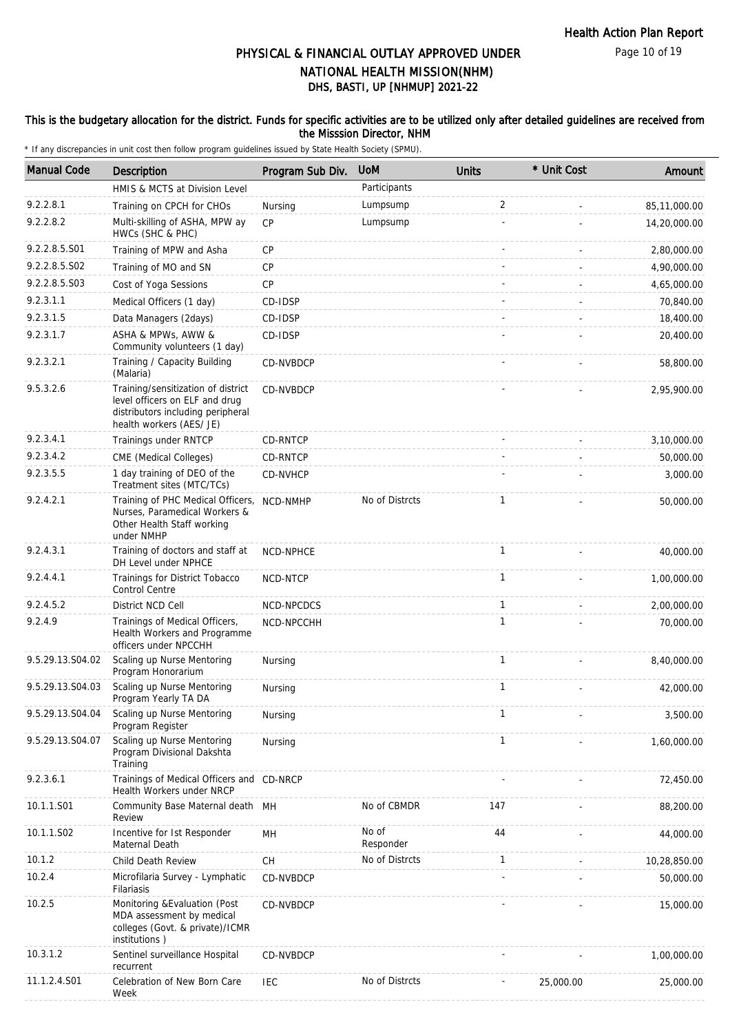# PHYSICAL & FINANCIAL OUTLAY APPROVED UNDER NATIONAL HEALTH MISSION(NHM)

## DHS, BASTI, UP [NHMUP] 2021-22

**This is the budgetary allocation for the district. Funds for specific activities are to be utilized only after detailed guidelines are received from the Misssion Director, NHM**

\* If any discrepancies in unit cost then follow program guidelines issued by State Health Society (SPMU).

| Manual Code | Description | Program Sub Div. | UoM | Units | * Unit Cost | Amount |
|---|---|---|---|---|---|---|
| | HMIS & MCTS at Division Level | | Participants | | | |
| 9.2.2.8.1 | Training on CPCH for CHOs | Nursing | Lumpsump | 2 | - | 85,11,000.00 |
| 9.2.2.8.2 | Multi-skilling of ASHA, MPW ay HWCs (SHC & PHC) | CP | Lumpsump | - | - | 14,20,000.00 |
| 9.2.2.8.5.S01 | Training of MPW and Asha | CP | | - | - | 2,80,000.00 |
| 9.2.2.8.5.S02 | Training of MO and SN | CP | | - | - | 4,90,000.00 |
| 9.2.2.8.5.S03 | Cost of Yoga Sessions | CP | | - | - | 4,65,000.00 |
| 9.2.3.1.1 | Medical Officers (1 day) | CD-IDSP | | - | - | 70,840.00 |
| 9.2.3.1.5 | Data Managers (2days) | CD-IDSP | | - | - | 18,400.00 |
| 9.2.3.1.7 | ASHA & MPWs, AWW & Community volunteers (1 day) | CD-IDSP | | - | - | 20,400.00 |
| 9.2.3.2.1 | Training / Capacity Building (Malaria) | CD-NVBDCP | | - | - | 58,800.00 |
| 9.5.3.2.6 | Training/sensitization of district level officers on ELF and drug distributors including peripheral health workers (AES/ JE) | CD-NVBDCP | | - | - | 2,95,900.00 |
| 9.2.3.4.1 | Trainings under RNTCP | CD-RNTCP | | - | - | 3,10,000.00 |
| 9.2.3.4.2 | CME (Medical Colleges) | CD-RNTCP | | - | - | 50,000.00 |
| 9.2.3.5.5 | 1 day training of DEO of the Treatment sites (MTC/TCs) | CD-NVHCP | | - | - | 3,000.00 |
| 9.2.4.2.1 | Training of PHC Medical Officers, Nurses, Paramedical Workers & Other Health Staff working under NMHP | NCD-NMHP | No of Distrcts | 1 | - | 50,000.00 |
| 9.2.4.3.1 | Training of doctors and staff at DH Level under NPHCE | NCD-NPHCE | | 1 | - | 40,000.00 |
| 9.2.4.4.1 | Trainings for District Tobacco Control Centre | NCD-NTCP | | 1 | - | 1,00,000.00 |
| 9.2.4.5.2 | District NCD Cell | NCD-NPCDCS | | 1 | - | 2,00,000.00 |
| 9.2.4.9 | Trainings of Medical Officers, Health Workers and Programme officers under NPCCHH | NCD-NPCCHH | | 1 | - | 70,000.00 |
| 9.5.29.13.S04.02 | Scaling up Nurse Mentoring Program Honorarium | Nursing | | 1 | - | 8,40,000.00 |
| 9.5.29.13.S04.03 | Scaling up Nurse Mentoring Program Yearly TA DA | Nursing | | 1 | - | 42,000.00 |
| 9.5.29.13.S04.04 | Scaling up Nurse Mentoring Program Register | Nursing | | 1 | - | 3,500.00 |
| 9.5.29.13.S04.07 | Scaling up Nurse Mentoring Program Divisional Dakshta Training | Nursing | | 1 | - | 1,60,000.00 |
| 9.2.3.6.1 | Trainings of Medical Officers and Health Workers under NRCP | CD-NRCP | | - | - | 72,450.00 |
| 10.1.1.S01 | Community Base Maternal death Review | MH | No of CBMDR | 147 | - | 88,200.00 |
| 10.1.1.S02 | Incentive for Ist Responder Maternal Death | MH | No of Responder | 44 | - | 44,000.00 |
| 10.1.2 | Child Death Review | CH | No of Distrcts | 1 | - | 10,28,850.00 |
| 10.2.4 | Microfilaria Survey - Lymphatic Filariasis | CD-NVBDCP | | - | - | 50,000.00 |
| 10.2.5 | Monitoring &Evaluation (Post MDA assessment by medical colleges (Govt. & private)/ICMR institutions ) | CD-NVBDCP | | - | - | 15,000.00 |
| 10.3.1.2 | Sentinel surveillance Hospital recurrent | CD-NVBDCP | | - | - | 1,00,000.00 |
| 11.1.2.4.S01 | Celebration of New Born Care Week | IEC | No of Distrcts | - | 25,000.00 | 25,000.00 |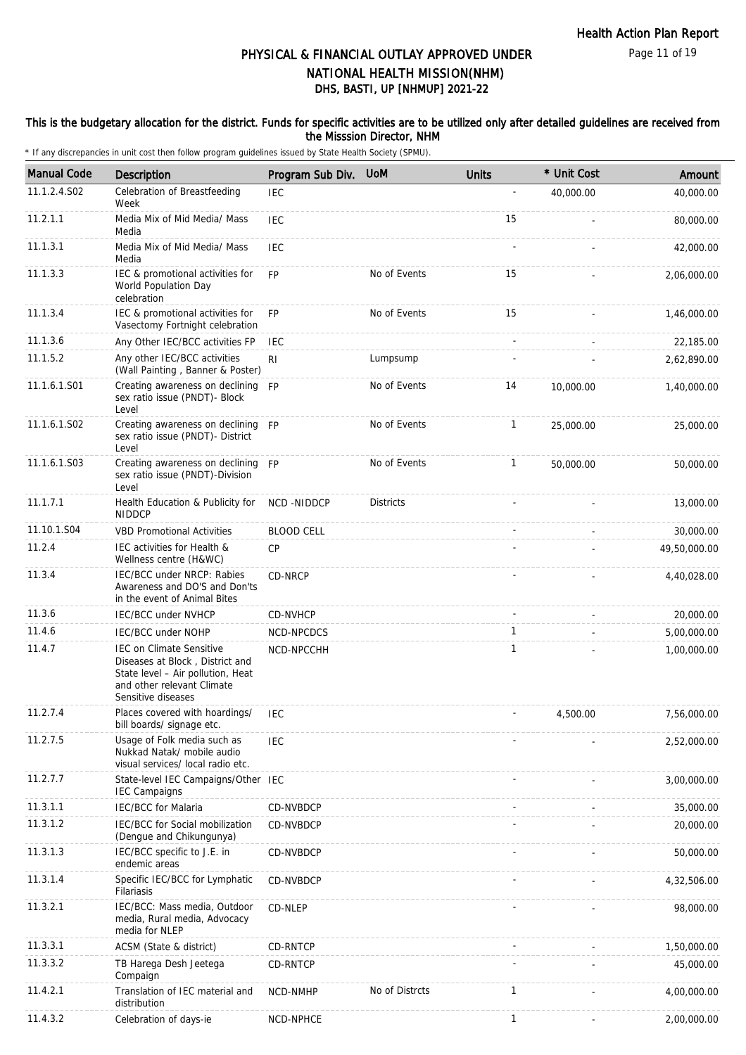# PHYSICAL & FINANCIAL OUTLAY APPROVED UNDER NATIONAL HEALTH MISSION(NHM)
## DHS, BASTI, UP [NHMUP] 2021-22

### This is the budgetary allocation for the district. Funds for specific activities are to be utilized only after detailed guidelines are received from the Misssion Director, NHM

\* If any discrepancies in unit cost then follow program guidelines issued by State Health Society (SPMU).

| Manual Code | Description | Program Sub Div. | UoM | Units | * Unit Cost | Amount |
|---|---|---|---|---|---|---|
| 11.1.2.4.S02 | Celebration of Breastfeeding Week | IEC | | - | 40,000.00 | 40,000.00 |
| 11.2.1.1 | Media Mix of Mid Media/ Mass Media | IEC | | 15 | - | 80,000.00 |
| 11.1.3.1 | Media Mix of Mid Media/ Mass Media | IEC | | - | - | 42,000.00 |
| 11.1.3.3 | IEC & promotional activities for World Population Day celebration | FP | No of Events | 15 | - | 2,06,000.00 |
| 11.1.3.4 | IEC & promotional activities for Vasectomy Fortnight celebration | FP | No of Events | 15 | - | 1,46,000.00 |
| 11.1.3.6 | Any Other IEC/BCC activities FP | IEC | | - | - | 22,185.00 |
| 11.1.5.2 | Any other IEC/BCC activities (Wall Painting , Banner & Poster) | RI | Lumpsump | - | - | 2,62,890.00 |
| 11.1.6.1.S01 | Creating awareness on declining sex ratio issue (PNDT)- Block Level | FP | No of Events | 14 | 10,000.00 | 1,40,000.00 |
| 11.1.6.1.S02 | Creating awareness on declining sex ratio issue (PNDT)- District Level | FP | No of Events | 1 | 25,000.00 | 25,000.00 |
| 11.1.6.1.S03 | Creating awareness on declining sex ratio issue (PNDT)-Division Level | FP | No of Events | 1 | 50,000.00 | 50,000.00 |
| 11.1.7.1 | Health Education & Publicity for NIDDCP | NCD -NIDDCP | Districts | - | - | 13,000.00 |
| 11.10.1.S04 | VBD Promotional Activities | BLOOD CELL | | - | - | 30,000.00 |
| 11.2.4 | IEC activities for Health & Wellness centre (H&WC) | CP | | - | - | 49,50,000.00 |
| 11.3.4 | IEC/BCC under NRCP: Rabies Awareness and DO'S and Don'ts in the event of Animal Bites | CD-NRCP | | - | - | 4,40,028.00 |
| 11.3.6 | IEC/BCC under NVHCP | CD-NVHCP | | - | - | 20,000.00 |
| 11.4.6 | IEC/BCC under NOHP | NCD-NPCDCS | | 1 | - | 5,00,000.00 |
| 11.4.7 | IEC on Climate Sensitive Diseases at Block , District and State level – Air pollution, Heat and other relevant Climate Sensitive diseases | NCD-NPCCHH | | 1 | - | 1,00,000.00 |
| 11.2.7.4 | Places covered with hoardings/ bill boards/ signage etc. | IEC | | - | 4,500.00 | 7,56,000.00 |
| 11.2.7.5 | Usage of Folk media such as Nukkad Natak/ mobile audio visual services/ local radio etc. | IEC | | - | - | 2,52,000.00 |
| 11.2.7.7 | State-level IEC Campaigns/Other IEC Campaigns | IEC | | - | - | 3,00,000.00 |
| 11.3.1.1 | IEC/BCC for Malaria | CD-NVBDCP | | - | - | 35,000.00 |
| 11.3.1.2 | IEC/BCC for Social mobilization (Dengue and Chikungunya) | CD-NVBDCP | | - | - | 20,000.00 |
| 11.3.1.3 | IEC/BCC specific to J.E. in endemic areas | CD-NVBDCP | | - | - | 50,000.00 |
| 11.3.1.4 | Specific IEC/BCC for Lymphatic Filariasis | CD-NVBDCP | | - | - | 4,32,506.00 |
| 11.3.2.1 | IEC/BCC: Mass media, Outdoor media, Rural media, Advocacy media for NLEP | CD-NLEP | | - | - | 98,000.00 |
| 11.3.3.1 | ACSM (State & district) | CD-RNTCP | | - | - | 1,50,000.00 |
| 11.3.3.2 | TB Harega Desh Jeetega Compaign | CD-RNTCP | | - | - | 45,000.00 |
| 11.4.2.1 | Translation of IEC material and distribution | NCD-NMHP | No of Distrcts | 1 | - | 4,00,000.00 |
| 11.4.3.2 | Celebration of days-ie | NCD-NPHCE | | 1 | - | 2,00,000.00 |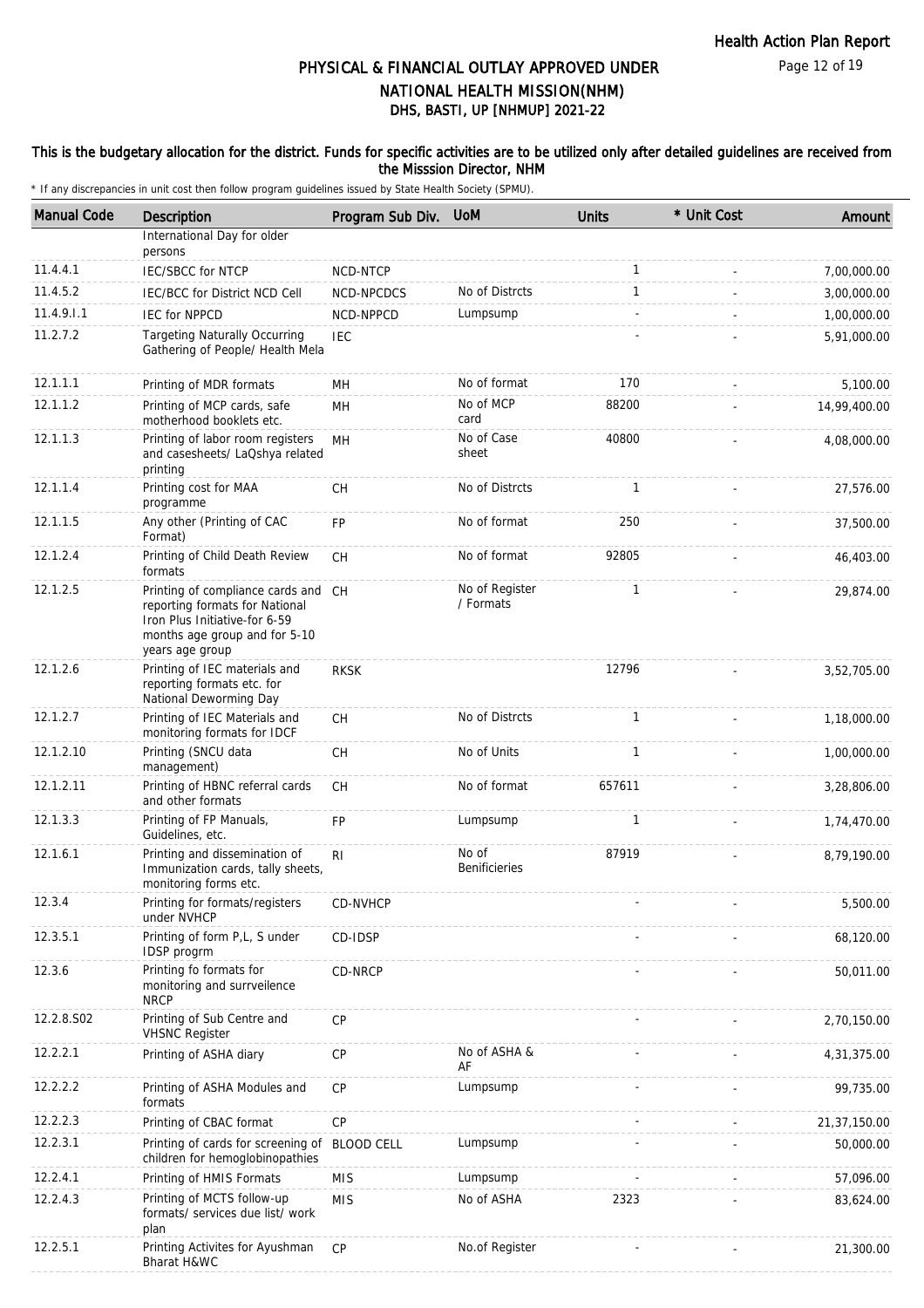# PHYSICAL & FINANCIAL OUTLAY APPROVED UNDER NATIONAL HEALTH MISSION(NHM)

## DHS, BASTI, UP [NHMUP] 2021-22

### This is the budgetary allocation for the district. Funds for specific activities are to be utilized only after detailed guidelines are received from the Misssion Director, NHM

\* If any discrepancies in unit cost then follow program guidelines issued by State Health Society (SPMU).

| Manual Code | Description | Program Sub Div. | UoM | Units | * Unit Cost | Amount |
|---|---|---|---|---|---|---|
| | International Day for older persons | | | | | |
| 11.4.4.1 | IEC/SBCC for NTCP | NCD-NTCP | | 1 | - | 7,00,000.00 |
| 11.4.5.2 | IEC/BCC for District NCD Cell | NCD-NPCDCS | No of Distrcts | 1 | - | 3,00,000.00 |
| 11.4.9.I.1 | IEC for NPPCD | NCD-NPPCD | Lumpsump | - | - | 1,00,000.00 |
| 11.2.7.2 | Targeting Naturally Occurring Gathering of People/ Health Mela | IEC | | - | - | 5,91,000.00 |
| 12.1.1.1 | Printing of MDR formats | MH | No of format | 170 | - | 5,100.00 |
| 12.1.1.2 | Printing of MCP cards, safe motherhood booklets etc. | MH | No of MCP card | 88200 | - | 14,99,400.00 |
| 12.1.1.3 | Printing of labor room registers and casesheets/ LaQshya related printing | MH | No of Case sheet | 40800 | - | 4,08,000.00 |
| 12.1.1.4 | Printing cost for MAA programme | CH | No of Distrcts | 1 | - | 27,576.00 |
| 12.1.1.5 | Any other (Printing of CAC Format) | FP | No of format | 250 | - | 37,500.00 |
| 12.1.2.4 | Printing of Child Death Review formats | CH | No of format | 92805 | - | 46,403.00 |
| 12.1.2.5 | Printing of compliance cards and reporting formats for National Iron Plus Initiative-for 6-59 months age group and for 5-10 years age group | CH | No of Register / Formats | 1 | - | 29,874.00 |
| 12.1.2.6 | Printing of IEC materials and reporting formats etc. for National Deworming Day | RKSK | | 12796 | - | 3,52,705.00 |
| 12.1.2.7 | Printing of IEC Materials and monitoring formats for IDCF | CH | No of Distrcts | 1 | - | 1,18,000.00 |
| 12.1.2.10 | Printing (SNCU data management) | CH | No of Units | 1 | - | 1,00,000.00 |
| 12.1.2.11 | Printing of HBNC referral cards and other formats | CH | No of format | 657611 | - | 3,28,806.00 |
| 12.1.3.3 | Printing of FP Manuals, Guidelines, etc. | FP | Lumpsump | 1 | - | 1,74,470.00 |
| 12.1.6.1 | Printing and dissemination of Immunization cards, tally sheets, monitoring forms etc. | RI | No of Benificieries | 87919 | - | 8,79,190.00 |
| 12.3.4 | Printing for formats/registers under NVHCP | CD-NVHCP | | - | - | 5,500.00 |
| 12.3.5.1 | Printing of form P,L, S under IDSP progrm | CD-IDSP | | - | - | 68,120.00 |
| 12.3.6 | Printing fo formats for monitoring and surrveilence NRCP | CD-NRCP | | - | - | 50,011.00 |
| 12.2.8.S02 | Printing of Sub Centre and VHSNC Register | CP | | - | - | 2,70,150.00 |
| 12.2.2.1 | Printing of ASHA diary | CP | No of ASHA & AF | - | - | 4,31,375.00 |
| 12.2.2.2 | Printing of ASHA Modules and formats | CP | Lumpsump | - | - | 99,735.00 |
| 12.2.2.3 | Printing of CBAC format | CP | | - | - | 21,37,150.00 |
| 12.2.3.1 | Printing of cards for screening of children for hemoglobinopathies | BLOOD CELL | Lumpsump | - | - | 50,000.00 |
| 12.2.4.1 | Printing of HMIS Formats | MIS | Lumpsump | - | - | 57,096.00 |
| 12.2.4.3 | Printing of MCTS follow-up formats/ services due list/ work plan | MIS | No of ASHA | 2323 | - | 83,624.00 |
| 12.2.5.1 | Printing Activites for Ayushman Bharat H&WC | CP | No.of Register | - | - | 21,300.00 |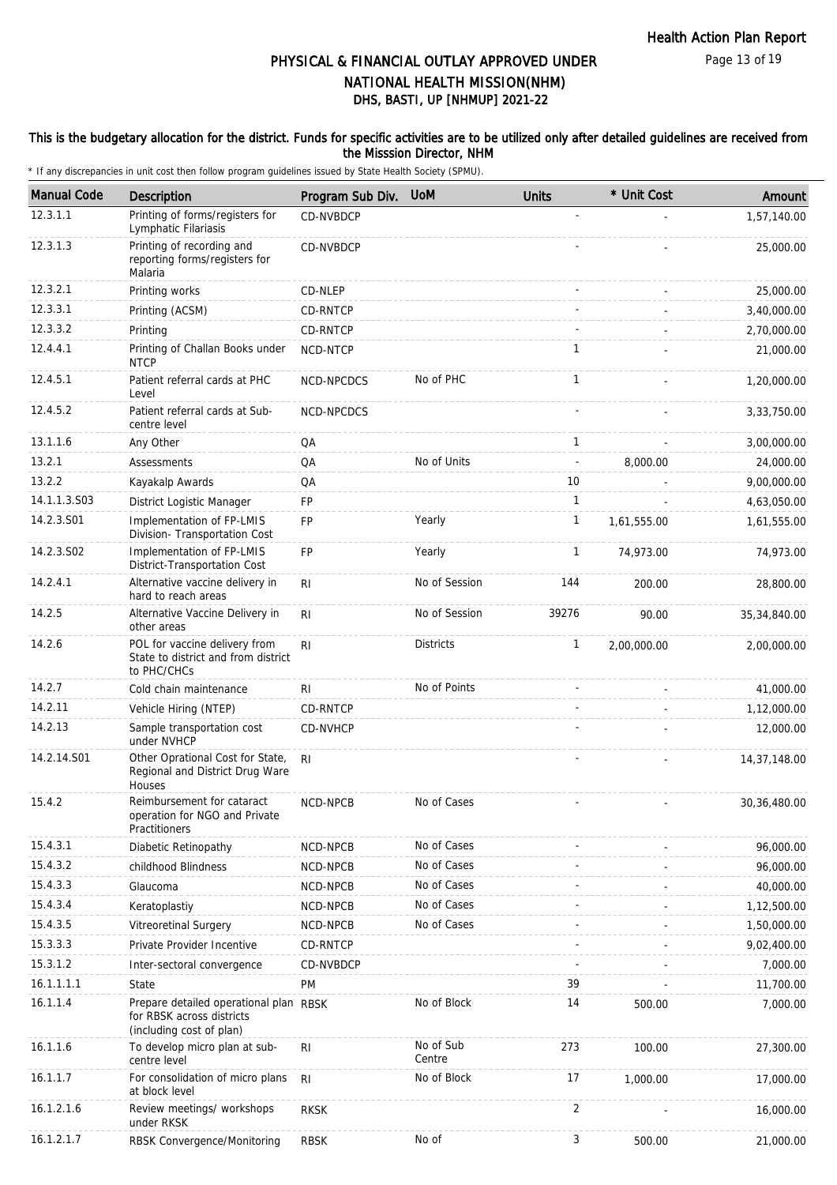# PHYSICAL & FINANCIAL OUTLAY APPROVED UNDER NATIONAL HEALTH MISSION(NHM)

## DHS, BASTI, UP [NHMUP] 2021-22

**This is the budgetary allocation for the district. Funds for specific activities are to be utilized only after detailed guidelines are received from the Misssion Director, NHM**

\* If any discrepancies in unit cost then follow program guidelines issued by State Health Society (SPMU).

| Manual Code | Description | Program Sub Div. | UoM | Units | * Unit Cost | Amount |
|---|---|---|---|---|---|---|
| 12.3.1.1 | Printing of forms/registers for Lymphatic Filariasis | CD-NVBDCP | | - | - | 1,57,140.00 |
| 12.3.1.3 | Printing of recording and reporting forms/registers for Malaria | CD-NVBDCP | | - | - | 25,000.00 |
| 12.3.2.1 | Printing works | CD-NLEP | | - | - | 25,000.00 |
| 12.3.3.1 | Printing (ACSM) | CD-RNTCP | | - | - | 3,40,000.00 |
| 12.3.3.2 | Printing | CD-RNTCP | | - | - | 2,70,000.00 |
| 12.4.4.1 | Printing of Challan Books under NTCP | NCD-NTCP | | 1 | - | 21,000.00 |
| 12.4.5.1 | Patient referral cards at PHC Level | NCD-NPCDCS | No of PHC | 1 | - | 1,20,000.00 |
| 12.4.5.2 | Patient referral cards at Sub-centre level | NCD-NPCDCS | | - | - | 3,33,750.00 |
| 13.1.1.6 | Any Other | QA | | 1 | - | 3,00,000.00 |
| 13.2.1 | Assessments | QA | No of Units | - | 8,000.00 | 24,000.00 |
| 13.2.2 | Kayakalp Awards | QA | | 10 | - | 9,00,000.00 |
| 14.1.1.3.S03 | District Logistic Manager | FP | | 1 | - | 4,63,050.00 |
| 14.2.3.S01 | Implementation of FP-LMIS Division- Transportation Cost | FP | Yearly | 1 | 1,61,555.00 | 1,61,555.00 |
| 14.2.3.S02 | Implementation of FP-LMIS District-Transportation Cost | FP | Yearly | 1 | 74,973.00 | 74,973.00 |
| 14.2.4.1 | Alternative vaccine delivery in hard to reach areas | RI | No of Session | 144 | 200.00 | 28,800.00 |
| 14.2.5 | Alternative Vaccine Delivery in other areas | RI | No of Session | 39276 | 90.00 | 35,34,840.00 |
| 14.2.6 | POL for vaccine delivery from State to district and from district to PHC/CHCs | RI | Districts | 1 | 2,00,000.00 | 2,00,000.00 |
| 14.2.7 | Cold chain maintenance | RI | No of Points | - | - | 41,000.00 |
| 14.2.11 | Vehicle Hiring (NTEP) | CD-RNTCP | | - | - | 1,12,000.00 |
| 14.2.13 | Sample transportation cost under NVHCP | CD-NVHCP | | - | - | 12,000.00 |
| 14.2.14.S01 | Other Oprational Cost for State, Regional and District Drug Ware Houses | RI | | - | - | 14,37,148.00 |
| 15.4.2 | Reimbursement for cataract operation for NGO and Private Practitioners | NCD-NPCB | No of Cases | - | - | 30,36,480.00 |
| 15.4.3.1 | Diabetic Retinopathy | NCD-NPCB | No of Cases | - | - | 96,000.00 |
| 15.4.3.2 | childhood Blindness | NCD-NPCB | No of Cases | - | - | 96,000.00 |
| 15.4.3.3 | Glaucoma | NCD-NPCB | No of Cases | - | - | 40,000.00 |
| 15.4.3.4 | Keratoplastiy | NCD-NPCB | No of Cases | - | - | 1,12,500.00 |
| 15.4.3.5 | Vitreoretinal Surgery | NCD-NPCB | No of Cases | - | - | 1,50,000.00 |
| 15.3.3.3 | Private Provider Incentive | CD-RNTCP | | - | - | 9,02,400.00 |
| 15.3.1.2 | Inter-sectoral convergence | CD-NVBDCP | | - | - | 7,000.00 |
| 16.1.1.1.1 | State | PM | | 39 | - | 11,700.00 |
| 16.1.1.4 | Prepare detailed operational plan for RBSK across districts (including cost of plan) | RBSK | No of Block | 14 | 500.00 | 7,000.00 |
| 16.1.1.6 | To develop micro plan at sub-centre level | RI | No of Sub Centre | 273 | 100.00 | 27,300.00 |
| 16.1.1.7 | For consolidation of micro plans at block level | RI | No of Block | 17 | 1,000.00 | 17,000.00 |
| 16.1.2.1.6 | Review meetings/ workshops under RKSK | RKSK | | 2 | - | 16,000.00 |
| 16.1.2.1.7 | RBSK Convergence/Monitoring | RBSK | No of | 3 | 500.00 | 21,000.00 |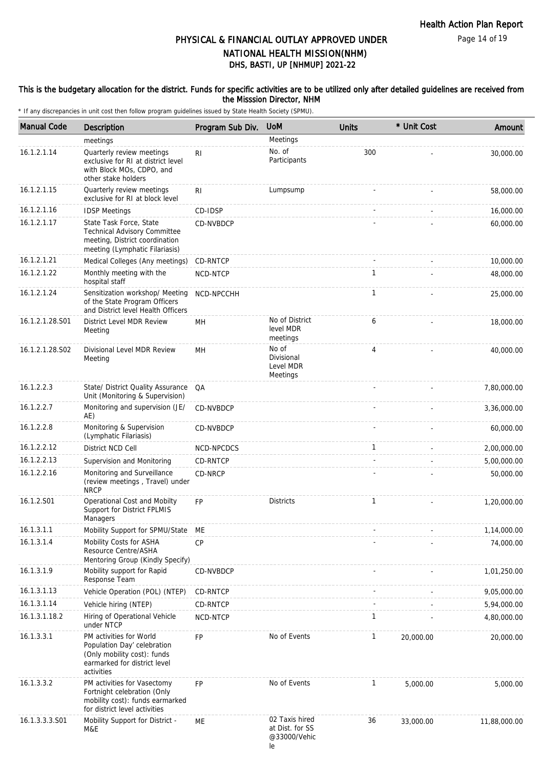# PHYSICAL & FINANCIAL OUTLAY APPROVED UNDER NATIONAL HEALTH MISSION(NHM)
## DHS, BASTI, UP [NHMUP] 2021-22

**This is the budgetary allocation for the district. Funds for specific activities are to be utilized only after detailed guidelines are received from the Misssion Director, NHM**

\* If any discrepancies in unit cost then follow program guidelines issued by State Health Society (SPMU).

| Manual Code | Description | Program Sub Div. | UoM | Units | * Unit Cost | Amount |
|---|---|---|---|---|---|---|
| | meetings | | Meetings | | | |
| 16.1.2.1.14 | Quarterly review meetings exclusive for RI at district level with Block MOs, CDPO, and other stake holders | RI | No. of Participants | 300 | - | 30,000.00 |
| 16.1.2.1.15 | Quarterly review meetings exclusive for RI at block level | RI | Lumpsump | - | - | 58,000.00 |
| 16.1.2.1.16 | IDSP Meetings | CD-IDSP | | - | - | 16,000.00 |
| 16.1.2.1.17 | State Task Force, State Technical Advisory Committee meeting, District coordination meeting (Lymphatic Filariasis) | CD-NVBDCP | | - | - | 60,000.00 |
| 16.1.2.1.21 | Medical Colleges (Any meetings) | CD-RNTCP | | - | - | 10,000.00 |
| 16.1.2.1.22 | Monthly meeting with the hospital staff | NCD-NTCP | | 1 | - | 48,000.00 |
| 16.1.2.1.24 | Sensitization workshop/ Meeting of the State Program Officers and District level Health Officers | NCD-NPCCHH | | 1 | - | 25,000.00 |
| 16.1.2.1.28.S01 | District Level MDR Review Meeting | MH | No of District level MDR meetings | 6 | - | 18,000.00 |
| 16.1.2.1.28.S02 | Divisional Level MDR Review Meeting | MH | No of Divisional Level MDR Meetings | 4 | - | 40,000.00 |
| 16.1.2.2.3 | State/ District Quality Assurance Unit (Monitoring & Supervision) | QA | | - | - | 7,80,000.00 |
| 16.1.2.2.7 | Monitoring and supervision (JE/ AE) | CD-NVBDCP | | - | - | 3,36,000.00 |
| 16.1.2.2.8 | Monitoring & Supervision (Lymphatic Filariasis) | CD-NVBDCP | | - | - | 60,000.00 |
| 16.1.2.2.12 | District NCD Cell | NCD-NPCDCS | | 1 | - | 2,00,000.00 |
| 16.1.2.2.13 | Supervision and Monitoring | CD-RNTCP | | - | - | 5,00,000.00 |
| 16.1.2.2.16 | Monitoring and Surveillance (review meetings , Travel) under NRCP | CD-NRCP | | - | - | 50,000.00 |
| 16.1.2.S01 | Operational Cost and Mobilty Support for District FPLMIS Managers | FP | Districts | 1 | - | 1,20,000.00 |
| 16.1.3.1.1 | Mobility Support for SPMU/State | ME | | - | - | 1,14,000.00 |
| 16.1.3.1.4 | Mobility Costs for ASHA Resource Centre/ASHA Mentoring Group (Kindly Specify) | CP | | - | - | 74,000.00 |
| 16.1.3.1.9 | Mobility support for Rapid Response Team | CD-NVBDCP | | - | - | 1,01,250.00 |
| 16.1.3.1.13 | Vehicle Operation (POL) (NTEP) | CD-RNTCP | | - | - | 9,05,000.00 |
| 16.1.3.1.14 | Vehicle hiring (NTEP) | CD-RNTCP | | - | - | 5,94,000.00 |
| 16.1.3.1.18.2 | Hiring of Operational Vehicle under NTCP | NCD-NTCP | | 1 | - | 4,80,000.00 |
| 16.1.3.3.1 | PM activities for World Population Day' celebration (Only mobility cost): funds earmarked for district level activities | FP | No of Events | 1 | 20,000.00 | 20,000.00 |
| 16.1.3.3.2 | PM activities for Vasectomy Fortnight celebration (Only mobility cost): funds earmarked for district level activities | FP | No of Events | 1 | 5,000.00 | 5,000.00 |
| 16.1.3.3.3.S01 | Mobility Support for District - M&E | ME | 02 Taxis hired at Dist. for SS @33000/Vehicle | 36 | 33,000.00 | 11,88,000.00 |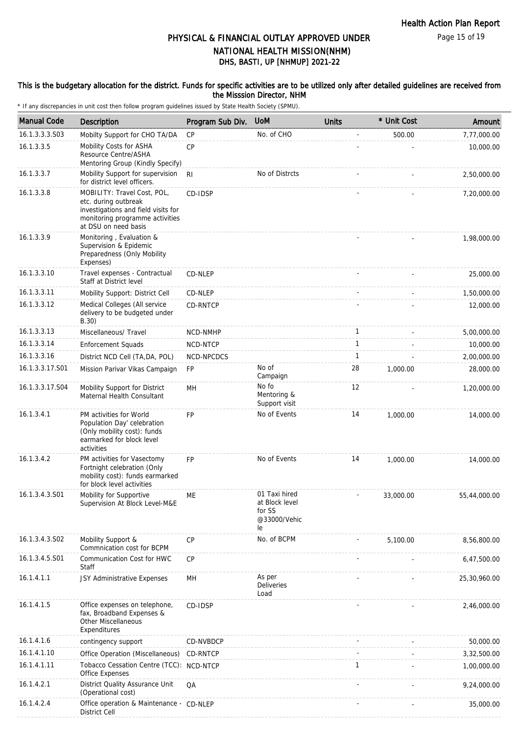# PHYSICAL & FINANCIAL OUTLAY APPROVED UNDER NATIONAL HEALTH MISSION(NHM)
## DHS, BASTI, UP [NHMUP] 2021-22

**This is the budgetary allocation for the district. Funds for specific activities are to be utilized only after detailed guidelines are received from the Misssion Director, NHM**

\* If any discrepancies in unit cost then follow program guidelines issued by State Health Society (SPMU).

| Manual Code | Description | Program Sub Div. | UoM | Units | * Unit Cost | Amount |
|---|---|---|---|---|---|---|
| 16.1.3.3.3.S03 | Mobilty Support for CHO TA/DA | CP | No. of CHO | - | 500.00 | 7,77,000.00 |
| 16.1.3.3.5 | Mobility Costs for ASHA Resource Centre/ASHA Mentoring Group (Kindly Specify) | CP | | - | - | 10,000.00 |
| 16.1.3.3.7 | Mobility Support for supervision for district level officers. | RI | No of Distrcts | - | - | 2,50,000.00 |
| 16.1.3.3.8 | MOBILITY: Travel Cost, POL, etc. during outbreak investigations and field visits for monitoring programme activities at DSU on need basis | CD-IDSP | | - | - | 7,20,000.00 |
| 16.1.3.3.9 | Monitoring , Evaluation & Supervision & Epidemic Preparedness (Only Mobility Expenses) | | | - | - | 1,98,000.00 |
| 16.1.3.3.10 | Travel expenses - Contractual Staff at District level | CD-NLEP | | - | - | 25,000.00 |
| 16.1.3.3.11 | Mobility Support: District Cell | CD-NLEP | | - | - | 1,50,000.00 |
| 16.1.3.3.12 | Medical Colleges (All service delivery to be budgeted under B.30) | CD-RNTCP | | - | - | 12,000.00 |
| 16.1.3.3.13 | Miscellaneous/ Travel | NCD-NMHP | | 1 | - | 5,00,000.00 |
| 16.1.3.3.14 | Enforcement Squads | NCD-NTCP | | 1 | - | 10,000.00 |
| 16.1.3.3.16 | District NCD Cell (TA,DA, POL) | NCD-NPCDCS | | 1 | - | 2,00,000.00 |
| 16.1.3.3.17.S01 | Mission Parivar Vikas Campaign | FP | No of Campaign | 28 | 1,000.00 | 28,000.00 |
| 16.1.3.3.17.S04 | Mobility Support for District Maternal Health Consultant | MH | No fo Mentoring & Support visit | 12 | - | 1,20,000.00 |
| 16.1.3.4.1 | PM activities for World Population Day' celebration (Only mobility cost): funds earmarked for block level activities | FP | No of Events | 14 | 1,000.00 | 14,000.00 |
| 16.1.3.4.2 | PM activities for Vasectomy Fortnight celebration (Only mobility cost): funds earmarked for block level activities | FP | No of Events | 14 | 1,000.00 | 14,000.00 |
| 16.1.3.4.3.S01 | Mobility for Supportive Supervision At Block Level-M&E | ME | 01 Taxi hired at Block level for SS @33000/Vehicle | - | 33,000.00 | 55,44,000.00 |
| 16.1.3.4.3.S02 | Mobility Support & Commnication cost for BCPM | CP | No. of BCPM | - | 5,100.00 | 8,56,800.00 |
| 16.1.3.4.5.S01 | Communication Cost for HWC Staff | CP | | - | - | 6,47,500.00 |
| 16.1.4.1.1 | JSY Administrative Expenses | MH | As per Deliveries Load | - | - | 25,30,960.00 |
| 16.1.4.1.5 | Office expenses on telephone, fax, Broadband Expenses & Other Miscellaneous Expenditures | CD-IDSP | | - | - | 2,46,000.00 |
| 16.1.4.1.6 | contingency support | CD-NVBDCP | | - | - | 50,000.00 |
| 16.1.4.1.10 | Office Operation (Miscellaneous) | CD-RNTCP | | - | - | 3,32,500.00 |
| 16.1.4.1.11 | Tobacco Cessation Centre (TCC): Office Expenses | NCD-NTCP | | 1 | - | 1,00,000.00 |
| 16.1.4.2.1 | District Quality Assurance Unit (Operational cost) | QA | | - | - | 9,24,000.00 |
| 16.1.4.2.4 | Office operation & Maintenance - District Cell | CD-NLEP | | - | - | 35,000.00 |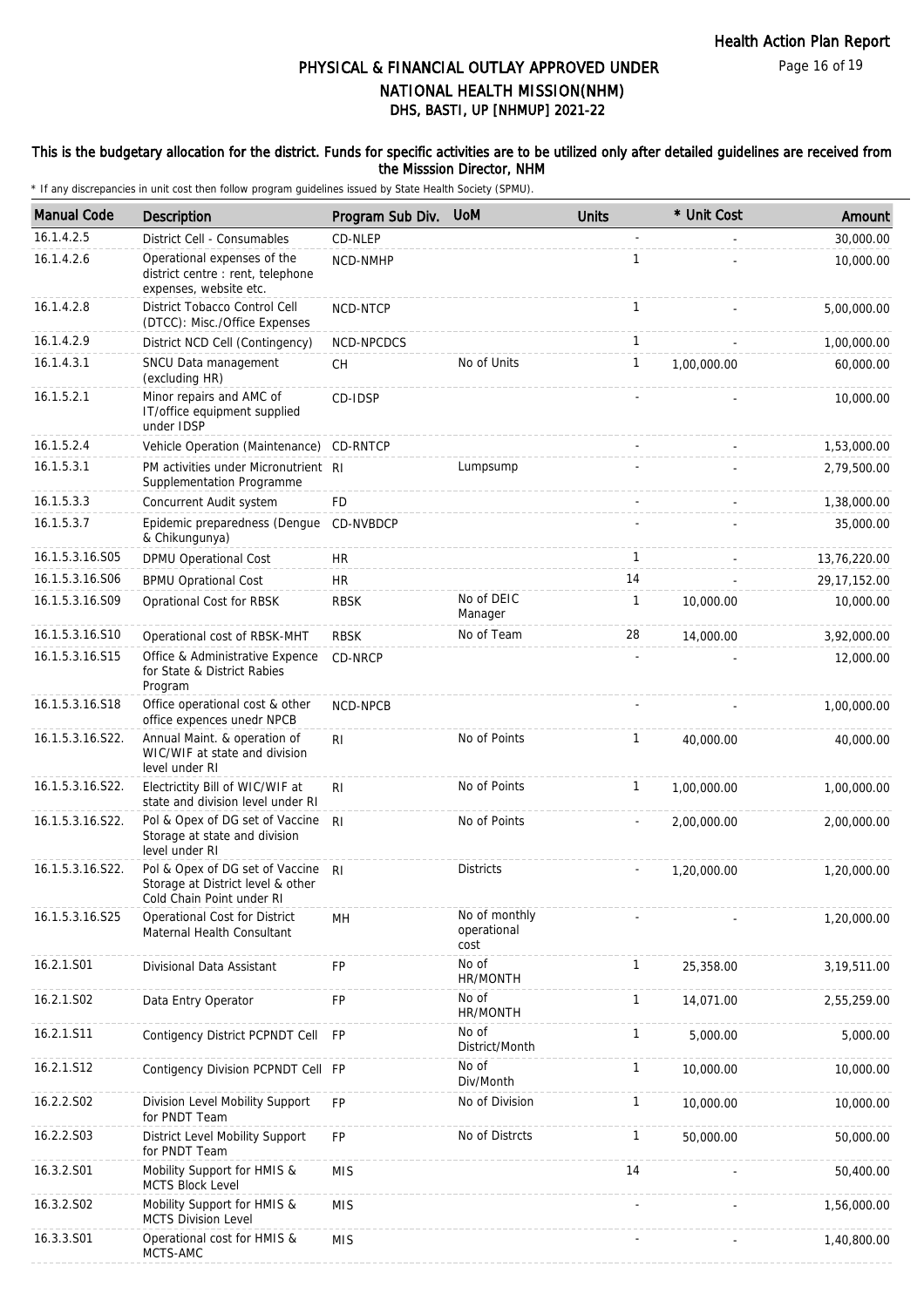# PHYSICAL & FINANCIAL OUTLAY APPROVED UNDER NATIONAL HEALTH MISSION(NHM)
## DHS, BASTI, UP [NHMUP] 2021-22

**This is the budgetary allocation for the district. Funds for specific activities are to be utilized only after detailed guidelines are received from the Misssion Director, NHM**

* If any discrepancies in unit cost then follow program guidelines issued by State Health Society (SPMU).

| Manual Code | Description | Program Sub Div. | UoM | Units | * Unit Cost | Amount |
|---|---|---|---|---|---|---|
| 16.1.4.2.5 | District Cell - Consumables | CD-NLEP | | - | - | 30,000.00 |
| 16.1.4.2.6 | Operational expenses of the district centre : rent, telephone expenses, website etc. | NCD-NMHP | | 1 | - | 10,000.00 |
| 16.1.4.2.8 | District Tobacco Control Cell (DTCC): Misc./Office Expenses | NCD-NTCP | | 1 | - | 5,00,000.00 |
| 16.1.4.2.9 | District NCD Cell (Contingency) | NCD-NPCDCS | | 1 | - | 1,00,000.00 |
| 16.1.4.3.1 | SNCU Data management (excluding HR) | CH | No of Units | 1 | 1,00,000.00 | 60,000.00 |
| 16.1.5.2.1 | Minor repairs and AMC of IT/office equipment supplied under IDSP | CD-IDSP | | - | - | 10,000.00 |
| 16.1.5.2.4 | Vehicle Operation (Maintenance) | CD-RNTCP | | - | - | 1,53,000.00 |
| 16.1.5.3.1 | PM activities under Micronutrient Supplementation Programme | RI | Lumpsump | - | - | 2,79,500.00 |
| 16.1.5.3.3 | Concurrent Audit system | FD | | - | - | 1,38,000.00 |
| 16.1.5.3.7 | Epidemic preparedness (Dengue & Chikungunya) | CD-NVBDCP | | - | - | 35,000.00 |
| 16.1.5.3.16.S05 | DPMU Operational Cost | HR | | 1 | - | 13,76,220.00 |
| 16.1.5.3.16.S06 | BPMU Oprational Cost | HR | | 14 | - | 29,17,152.00 |
| 16.1.5.3.16.S09 | Oprational Cost for RBSK | RBSK | No of DEIC Manager | 1 | 10,000.00 | 10,000.00 |
| 16.1.5.3.16.S10 | Operational cost of RBSK-MHT | RBSK | No of Team | 28 | 14,000.00 | 3,92,000.00 |
| 16.1.5.3.16.S15 | Office & Administrative Expence for State & District Rabies Program | CD-NRCP | | - | - | 12,000.00 |
| 16.1.5.3.16.S18 | Office operational cost & other office expences unedr NPCB | NCD-NPCB | | - | - | 1,00,000.00 |
| 16.1.5.3.16.S22. | Annual Maint. & operation of WIC/WIF at state and division level under RI | RI | No of Points | 1 | 40,000.00 | 40,000.00 |
| 16.1.5.3.16.S22. | Electrictity Bill of WIC/WIF at state and division level under RI | RI | No of Points | 1 | 1,00,000.00 | 1,00,000.00 |
| 16.1.5.3.16.S22. | Pol & Opex of DG set of Vaccine Storage at state and division level under RI | RI | No of Points | - | 2,00,000.00 | 2,00,000.00 |
| 16.1.5.3.16.S22. | Pol & Opex of DG set of Vaccine Storage at District level & other Cold Chain Point under RI | RI | Districts | - | 1,20,000.00 | 1,20,000.00 |
| 16.1.5.3.16.S25 | Operational Cost for District Maternal Health Consultant | MH | No of monthly operational cost | - | - | 1,20,000.00 |
| 16.2.1.S01 | Divisional Data Assistant | FP | No of HR/MONTH | 1 | 25,358.00 | 3,19,511.00 |
| 16.2.1.S02 | Data Entry Operator | FP | No of HR/MONTH | 1 | 14,071.00 | 2,55,259.00 |
| 16.2.1.S11 | Contigency District PCPNDT Cell | FP | No of District/Month | 1 | 5,000.00 | 5,000.00 |
| 16.2.1.S12 | Contigency Division PCPNDT Cell | FP | No of Div/Month | 1 | 10,000.00 | 10,000.00 |
| 16.2.2.S02 | Division Level Mobility Support for PNDT Team | FP | No of Division | 1 | 10,000.00 | 10,000.00 |
| 16.2.2.S03 | District Level Mobility Support for PNDT Team | FP | No of Distrcts | 1 | 50,000.00 | 50,000.00 |
| 16.3.2.S01 | Mobility Support for HMIS & MCTS Block Level | MIS | | 14 | - | 50,400.00 |
| 16.3.2.S02 | Mobility Support for HMIS & MCTS Division Level | MIS | | - | - | 1,56,000.00 |
| 16.3.3.S01 | Operational cost for HMIS & MCTS-AMC | MIS | | - | - | 1,40,800.00 |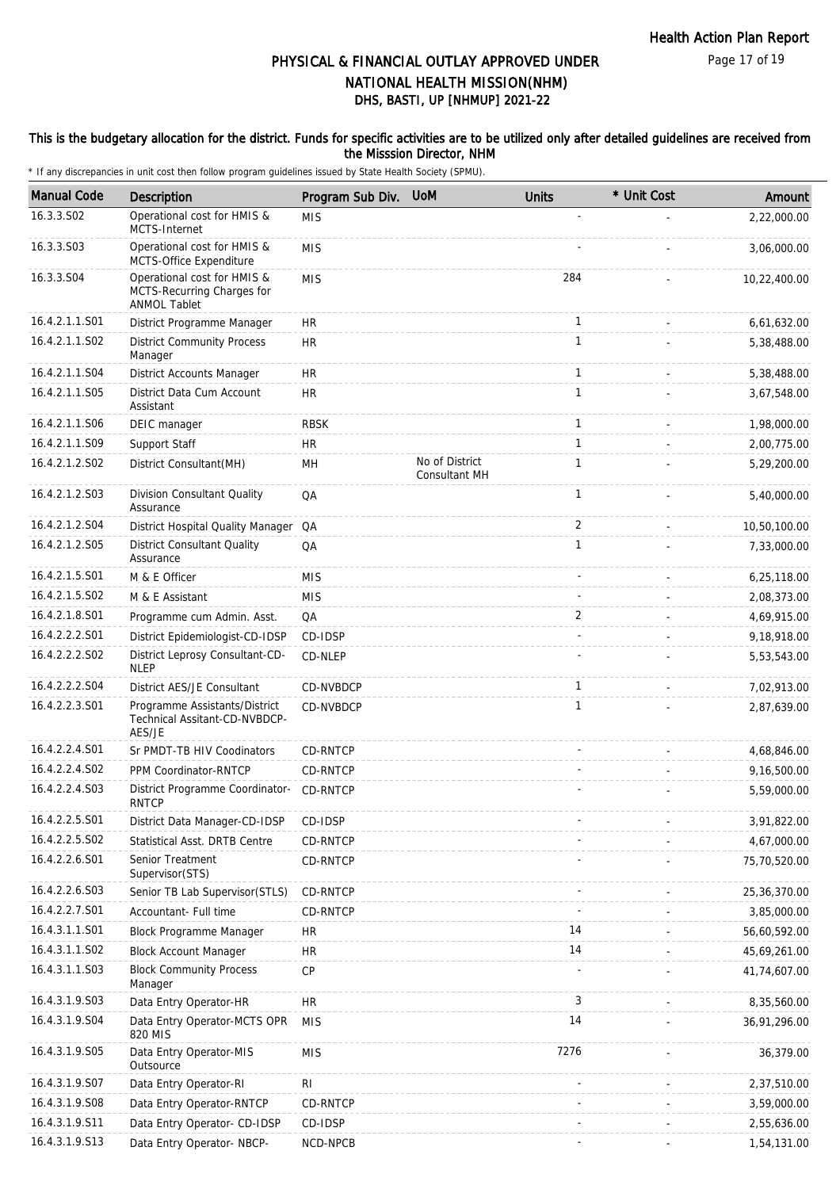# PHYSICAL & FINANCIAL OUTLAY APPROVED UNDER NATIONAL HEALTH MISSION(NHM)

## DHS, BASTI, UP [NHMUP] 2021-22

**This is the budgetary allocation for the district. Funds for specific activities are to be utilized only after detailed guidelines are received from the Misssion Director, NHM**

\* If any discrepancies in unit cost then follow program guidelines issued by State Health Society (SPMU).

| Manual Code | Description | Program Sub Div. | UoM | Units | * Unit Cost | Amount |
|---|---|---|---|---|---|---|
| 16.3.3.S02 | Operational cost for HMIS & MCTS-Internet | MIS | | - | - | 2,22,000.00 |
| 16.3.3.S03 | Operational cost for HMIS & MCTS-Office Expenditure | MIS | | - | - | 3,06,000.00 |
| 16.3.3.S04 | Operational cost for HMIS & MCTS-Recurring Charges for ANMOL Tablet | MIS | | 284 | - | 10,22,400.00 |
| 16.4.2.1.1.S01 | District Programme Manager | HR | | 1 | - | 6,61,632.00 |
| 16.4.2.1.1.S02 | District Community Process Manager | HR | | 1 | - | 5,38,488.00 |
| 16.4.2.1.1.S04 | District Accounts Manager | HR | | 1 | - | 5,38,488.00 |
| 16.4.2.1.1.S05 | District Data Cum Account Assistant | HR | | 1 | - | 3,67,548.00 |
| 16.4.2.1.1.S06 | DEIC manager | RBSK | | 1 | - | 1,98,000.00 |
| 16.4.2.1.1.S09 | Support Staff | HR | | 1 | - | 2,00,775.00 |
| 16.4.2.1.2.S02 | District Consultant(MH) | MH | No of District Consultant MH | 1 | - | 5,29,200.00 |
| 16.4.2.1.2.S03 | Division Consultant Quality Assurance | QA | | 1 | - | 5,40,000.00 |
| 16.4.2.1.2.S04 | District Hospital Quality Manager | QA | | 2 | - | 10,50,100.00 |
| 16.4.2.1.2.S05 | District Consultant Quality Assurance | QA | | 1 | - | 7,33,000.00 |
| 16.4.2.1.5.S01 | M & E Officer | MIS | | - | - | 6,25,118.00 |
| 16.4.2.1.5.S02 | M & E Assistant | MIS | | - | - | 2,08,373.00 |
| 16.4.2.1.8.S01 | Programme cum Admin. Asst. | QA | | 2 | - | 4,69,915.00 |
| 16.4.2.2.2.S01 | District Epidemiologist-CD-IDSP | CD-IDSP | | - | - | 9,18,918.00 |
| 16.4.2.2.2.S02 | District Leprosy Consultant-CD-NLEP | CD-NLEP | | - | - | 5,53,543.00 |
| 16.4.2.2.2.S04 | District AES/JE Consultant | CD-NVBDCP | | 1 | - | 7,02,913.00 |
| 16.4.2.2.3.S01 | Programme Assistants/District Technical Assitant-CD-NVBDCP-AES/JE | CD-NVBDCP | | 1 | - | 2,87,639.00 |
| 16.4.2.2.4.S01 | Sr PMDT-TB HIV Coodinators | CD-RNTCP | | - | - | 4,68,846.00 |
| 16.4.2.2.4.S02 | PPM Coordinator-RNTCP | CD-RNTCP | | - | - | 9,16,500.00 |
| 16.4.2.2.4.S03 | District Programme Coordinator-RNTCP | CD-RNTCP | | - | - | 5,59,000.00 |
| 16.4.2.2.5.S01 | District Data Manager-CD-IDSP | CD-IDSP | | - | - | 3,91,822.00 |
| 16.4.2.2.5.S02 | Statistical Asst. DRTB Centre | CD-RNTCP | | - | - | 4,67,000.00 |
| 16.4.2.2.6.S01 | Senior Treatment Supervisor(STS) | CD-RNTCP | | - | - | 75,70,520.00 |
| 16.4.2.2.6.S03 | Senior TB Lab Supervisor(STLS) | CD-RNTCP | | - | - | 25,36,370.00 |
| 16.4.2.2.7.S01 | Accountant- Full time | CD-RNTCP | | - | - | 3,85,000.00 |
| 16.4.3.1.1.S01 | Block Programme Manager | HR | | 14 | - | 56,60,592.00 |
| 16.4.3.1.1.S02 | Block Account Manager | HR | | 14 | - | 45,69,261.00 |
| 16.4.3.1.1.S03 | Block Community Process Manager | CP | | - | - | 41,74,607.00 |
| 16.4.3.1.9.S03 | Data Entry Operator-HR | HR | | 3 | - | 8,35,560.00 |
| 16.4.3.1.9.S04 | Data Entry Operator-MCTS OPR 820 MIS | MIS | | 14 | - | 36,91,296.00 |
| 16.4.3.1.9.S05 | Data Entry Operator-MIS Outsource | MIS | | 7276 | - | 36,379.00 |
| 16.4.3.1.9.S07 | Data Entry Operator-RI | RI | | - | - | 2,37,510.00 |
| 16.4.3.1.9.S08 | Data Entry Operator-RNTCP | CD-RNTCP | | - | - | 3,59,000.00 |
| 16.4.3.1.9.S11 | Data Entry Operator- CD-IDSP | CD-IDSP | | - | - | 2,55,636.00 |
| 16.4.3.1.9.S13 | Data Entry Operator- NBCP- | NCD-NPCB | | - | - | 1,54,131.00 |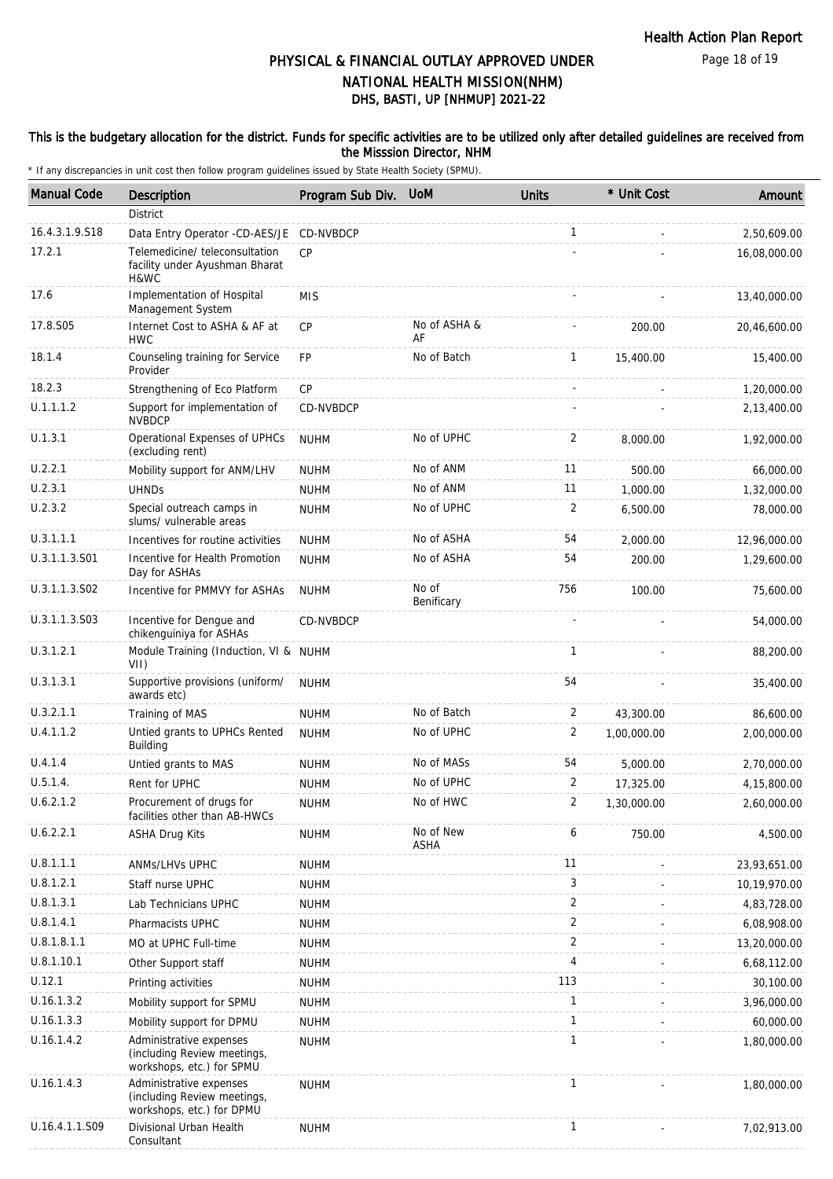# PHYSICAL & FINANCIAL OUTLAY APPROVED UNDER NATIONAL HEALTH MISSION(NHM)
## DHS, BASTI, UP [NHMUP] 2021-22

**This is the budgetary allocation for the district. Funds for specific activities are to be utilized only after detailed guidelines are received from the Misssion Director, NHM**

\* If any discrepancies in unit cost then follow program guidelines issued by State Health Society (SPMU).

| Manual Code | Description | Program Sub Div. | UoM | Units | * Unit Cost | Amount |
|---|---|---|---|---|---|---|
| | District | | | | | |
| 16.4.3.1.9.S18 | Data Entry Operator -CD-AES/JE | CD-NVBDCP | | 1 | - | 2,50,609.00 |
| 17.2.1 | Telemedicine/ teleconsultation facility under Ayushman Bharat H&WC | CP | | - | - | 16,08,000.00 |
| 17.6 | Implementation of Hospital Management System | MIS | | - | - | 13,40,000.00 |
| 17.8.S05 | Internet Cost to ASHA & AF at HWC | CP | No of ASHA & AF | - | 200.00 | 20,46,600.00 |
| 18.1.4 | Counseling training for Service Provider | FP | No of Batch | 1 | 15,400.00 | 15,400.00 |
| 18.2.3 | Strengthening of Eco Platform | CP | | - | - | 1,20,000.00 |
| U.1.1.1.2 | Support for implementation of NVBDCP | CD-NVBDCP | | - | - | 2,13,400.00 |
| U.1.3.1 | Operational Expenses of UPHCs (excluding rent) | NUHM | No of UPHC | 2 | 8,000.00 | 1,92,000.00 |
| U.2.2.1 | Mobility support for ANM/LHV | NUHM | No of ANM | 11 | 500.00 | 66,000.00 |
| U.2.3.1 | UHNDs | NUHM | No of ANM | 11 | 1,000.00 | 1,32,000.00 |
| U.2.3.2 | Special outreach camps in slums/ vulnerable areas | NUHM | No of UPHC | 2 | 6,500.00 | 78,000.00 |
| U.3.1.1.1 | Incentives for routine activities | NUHM | No of ASHA | 54 | 2,000.00 | 12,96,000.00 |
| U.3.1.1.3.S01 | Incentive for Health Promotion Day for ASHAs | NUHM | No of ASHA | 54 | 200.00 | 1,29,600.00 |
| U.3.1.1.3.S02 | Incentive for PMMVY for ASHAs | NUHM | No of Benificary | 756 | 100.00 | 75,600.00 |
| U.3.1.1.3.S03 | Incentive for Dengue and chikenguiniya for ASHAs | CD-NVBDCP | | - | - | 54,000.00 |
| U.3.1.2.1 | Module Training (Induction, VI & VII) | NUHM | | 1 | - | 88,200.00 |
| U.3.1.3.1 | Supportive provisions (uniform/ awards etc) | NUHM | | 54 | - | 35,400.00 |
| U.3.2.1.1 | Training of MAS | NUHM | No of Batch | 2 | 43,300.00 | 86,600.00 |
| U.4.1.1.2 | Untied grants to UPHCs Rented Building | NUHM | No of UPHC | 2 | 1,00,000.00 | 2,00,000.00 |
| U.4.1.4 | Untied grants to MAS | NUHM | No of MASs | 54 | 5,000.00 | 2,70,000.00 |
| U.5.1.4. | Rent for UPHC | NUHM | No of UPHC | 2 | 17,325.00 | 4,15,800.00 |
| U.6.2.1.2 | Procurement of drugs for facilities other than AB-HWCs | NUHM | No of HWC | 2 | 1,30,000.00 | 2,60,000.00 |
| U.6.2.2.1 | ASHA Drug Kits | NUHM | No of New ASHA | 6 | 750.00 | 4,500.00 |
| U.8.1.1.1 | ANMs/LHVs UPHC | NUHM | | 11 | - | 23,93,651.00 |
| U.8.1.2.1 | Staff nurse UPHC | NUHM | | 3 | - | 10,19,970.00 |
| U.8.1.3.1 | Lab Technicians UPHC | NUHM | | 2 | - | 4,83,728.00 |
| U.8.1.4.1 | Pharmacists UPHC | NUHM | | 2 | - | 6,08,908.00 |
| U.8.1.8.1.1 | MO at UPHC Full-time | NUHM | | 2 | - | 13,20,000.00 |
| U.8.1.10.1 | Other Support staff | NUHM | | 4 | - | 6,68,112.00 |
| U.12.1 | Printing activities | NUHM | | 113 | - | 30,100.00 |
| U.16.1.3.2 | Mobility support for SPMU | NUHM | | 1 | - | 3,96,000.00 |
| U.16.1.3.3 | Mobility support for DPMU | NUHM | | 1 | - | 60,000.00 |
| U.16.1.4.2 | Administrative expenses (including Review meetings, workshops, etc.) for SPMU | NUHM | | 1 | - | 1,80,000.00 |
| U.16.1.4.3 | Administrative expenses (including Review meetings, workshops, etc.) for DPMU | NUHM | | 1 | - | 1,80,000.00 |
| U.16.4.1.1.S09 | Divisional Urban Health Consultant | NUHM | | 1 | - | 7,02,913.00 |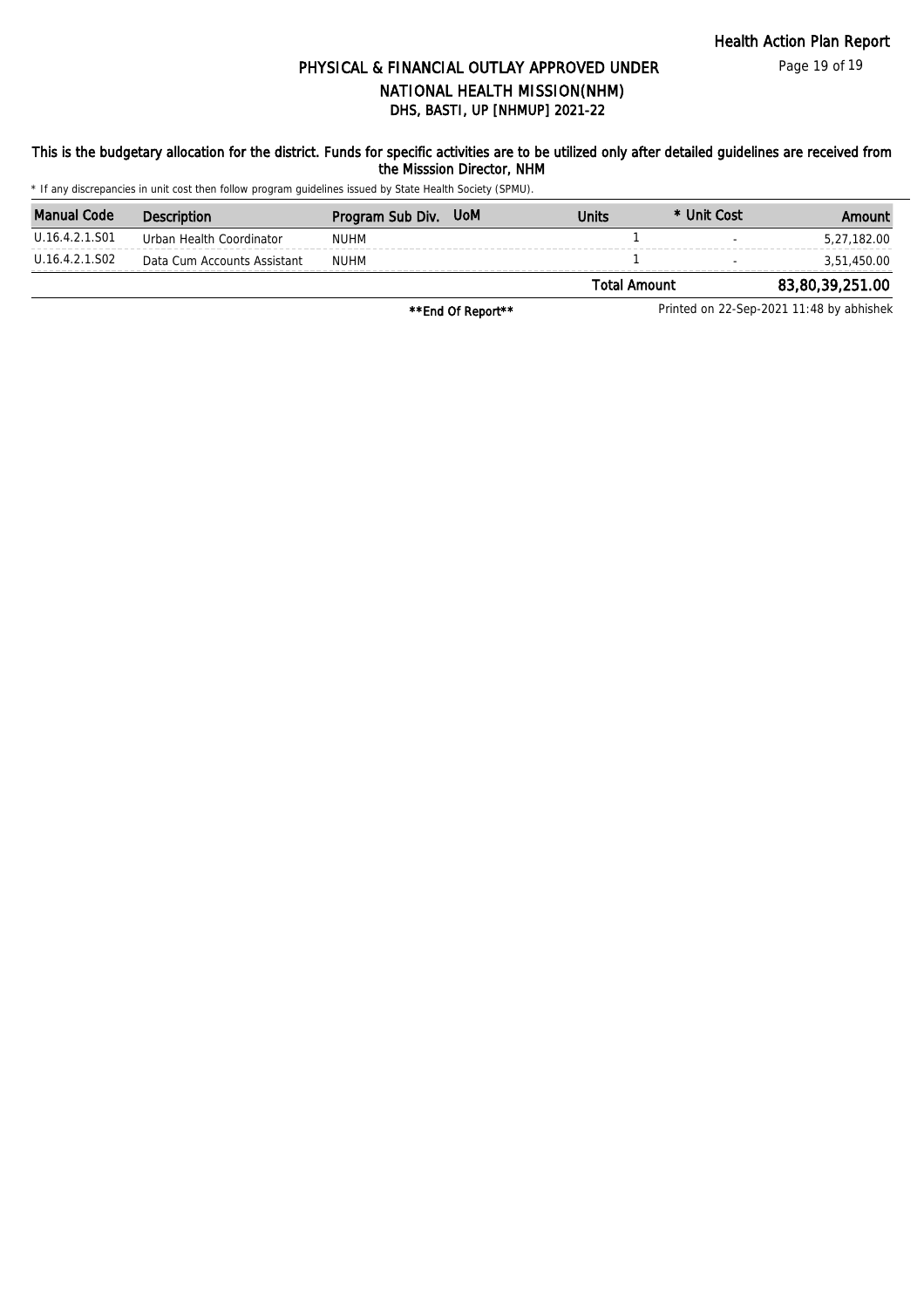# PHYSICAL & FINANCIAL OUTLAY APPROVED UNDER NATIONAL HEALTH MISSION(NHM)

## DHS, BASTI, UP [NHMUP] 2021-22

**This is the budgetary allocation for the district. Funds for specific activities are to be utilized only after detailed guidelines are received from the Misssion Director, NHM**

* If any discrepancies in unit cost then follow program guidelines issued by State Health Society (SPMU).

| Manual Code | Description | Program Sub Div. | UoM | Units | * Unit Cost | Amount |
|---|---|---|---|---|---|---|
| U.16.4.2.1.S01 | Urban Health Coordinator | NUHM | | 1 | - | 5,27,182.00 |
| U.16.4.2.1.S02 | Data Cum Accounts Assistant | NUHM | | 1 | - | 3,51,450.00 |
| | | | | Total Amount | | 83,80,39,251.00 |

**End Of Report**

Printed on 22-Sep-2021 11:48 by abhishek